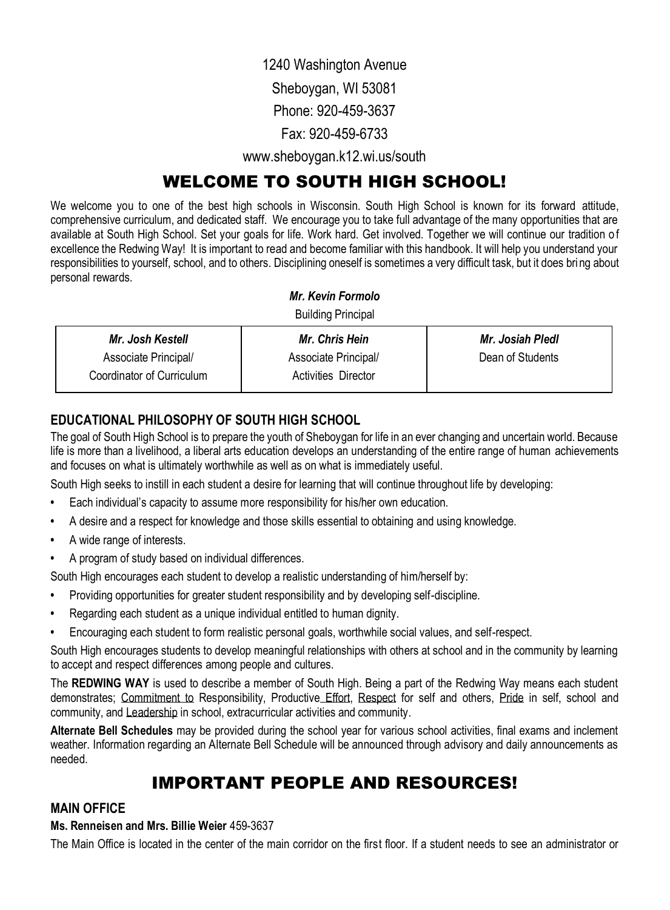1240 Washington Avenue

Sheboygan, WI 53081

Phone: 920-459-3637

Fax: 920-459-6733

www.sheboygan.k12.wi.us/south

# WELCOME TO SOUTH HIGH SCHOOL!

We welcome you to one of the best high schools in Wisconsin. South High School is known for its forward attitude, comprehensive curriculum, and dedicated staff. We encourage you to take full advantage of the many opportunities that are available at South High School. Set your goals for life. Work hard. Get involved. Together we will continue our tradition of excellence the Redwing Way! It is important to read and become familiar with this handbook. It will help you understand your responsibilities to yourself, school, and to others. Disciplining oneself is sometimes a very difficult task, but it does bring about personal rewards.

***Mr. Kevin Formolo***

Building Principal

| ***Mr. Josh Kestell*** | ***Mr. Chris Hein*** | ***Mr. Josiah Pledl*** |
|---|---|---|
| Associate Principal/ Coordinator of Curriculum | Associate Principal/ Activities Director | Dean of Students |

## EDUCATIONAL PHILOSOPHY OF SOUTH HIGH SCHOOL

The goal of South High School is to prepare the youth of Sheboygan for life in an ever changing and uncertain world. Because life is more than a livelihood, a liberal arts education develops an understanding of the entire range of human achievements and focuses on what is ultimately worthwhile as well as on what is immediately useful.

South High seeks to instill in each student a desire for learning that will continue throughout life by developing:

- Each individual's capacity to assume more responsibility for his/her own education.
- A desire and a respect for knowledge and those skills essential to obtaining and using knowledge.
- A wide range of interests.
- A program of study based on individual differences.

South High encourages each student to develop a realistic understanding of him/herself by:

- Providing opportunities for greater student responsibility and by developing self-discipline.
- Regarding each student as a unique individual entitled to human dignity.
- Encouraging each student to form realistic personal goals, worthwhile social values, and self-respect.

South High encourages students to develop meaningful relationships with others at school and in the community by learning to accept and respect differences among people and cultures.

The **REDWING WAY** is used to describe a member of South High. Being a part of the Redwing Way means each student demonstrates; Commitment to Responsibility, Productive Effort, Respect for self and others, Pride in self, school and community, and Leadership in school, extracurricular activities and community.

**Alternate Bell Schedules** may be provided during the school year for various school activities, final exams and inclement weather. Information regarding an Alternate Bell Schedule will be announced through advisory and daily announcements as needed.

# IMPORTANT PEOPLE AND RESOURCES!

## MAIN OFFICE

**Ms. Renneisen and Mrs. Billie Weier** 459-3637

The Main Office is located in the center of the main corridor on the first floor. If a student needs to see an administrator or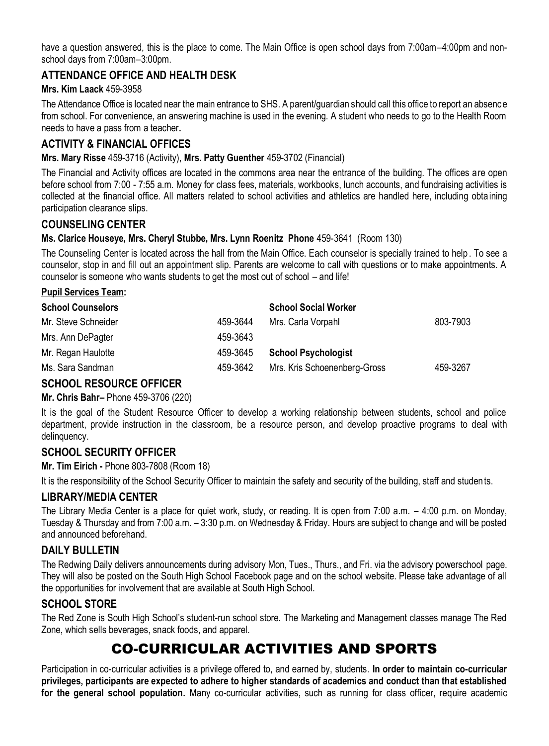have a question answered, this is the place to come. The Main Office is open school days from 7:00am–4:00pm and non-school days from 7:00am–3:00pm.

### ATTENDANCE OFFICE AND HEALTH DESK

**Mrs. Kim Laack** 459-3958

The Attendance Office is located near the main entrance to SHS. A parent/guardian should call this office to report an absence from school. For convenience, an answering machine is used in the evening. A student who needs to go to the Health Room needs to have a pass from a teacher**.**

### ACTIVITY & FINANCIAL OFFICES

**Mrs. Mary Risse** 459-3716 (Activity), **Mrs. Patty Guenther** 459-3702 (Financial)

The Financial and Activity offices are located in the commons area near the entrance of the building. The offices are open before school from 7:00 - 7:55 a.m. Money for class fees, materials, workbooks, lunch accounts, and fundraising activities is collected at the financial office. All matters related to school activities and athletics are handled here, including obtaining participation clearance slips.

### COUNSELING CENTER

**Ms. Clarice Houseye, Mrs. Cheryl Stubbe, Mrs. Lynn Roenitz Phone** 459-3641 (Room 130)

The Counseling Center is located across the hall from the Main Office. Each counselor is specially trained to help. To see a counselor, stop in and fill out an appointment slip. Parents are welcome to call with questions or to make appointments. A counselor is someone who wants students to get the most out of school – and life!

**Pupil Services Team:**

| **School Counselors** | | **School Social Worker** | |
|---|---|---|---|
| Mr. Steve Schneider | 459-3644 | Mrs. Carla Vorpahl | 803-7903 |
| Mrs. Ann DePagter | 459-3643 | | |
| Mr. Regan Haulotte | 459-3645 | **School Psychologist** | |
| Ms. Sara Sandman | 459-3642 | Mrs. Kris Schoenenberg-Gross | 459-3267 |

### SCHOOL RESOURCE OFFICER

**Mr. Chris Bahr–** Phone 459-3706 (220)

It is the goal of the Student Resource Officer to develop a working relationship between students, school and police department, provide instruction in the classroom, be a resource person, and develop proactive programs to deal with delinquency.

### SCHOOL SECURITY OFFICER

**Mr. Tim Eirich -** Phone 803-7808 (Room 18)

It is the responsibility of the School Security Officer to maintain the safety and security of the building, staff and students.

### LIBRARY/MEDIA CENTER

The Library Media Center is a place for quiet work, study, or reading. It is open from 7:00 a.m. – 4:00 p.m. on Monday, Tuesday & Thursday and from 7:00 a.m. – 3:30 p.m. on Wednesday & Friday. Hours are subject to change and will be posted and announced beforehand.

### DAILY BULLETIN

The Redwing Daily delivers announcements during advisory Mon, Tues., Thurs., and Fri. via the advisory powerschool page. They will also be posted on the South High School Facebook page and on the school website. Please take advantage of all the opportunities for involvement that are available at South High School.

### SCHOOL STORE

The Red Zone is South High School's student-run school store. The Marketing and Management classes manage The Red Zone, which sells beverages, snack foods, and apparel.

## CO-CURRICULAR ACTIVITIES AND SPORTS

Participation in co-curricular activities is a privilege offered to, and earned by, students. **In order to maintain co-curricular privileges, participants are expected to adhere to higher standards of academics and conduct than that established for the general school population.** Many co-curricular activities, such as running for class officer, require academic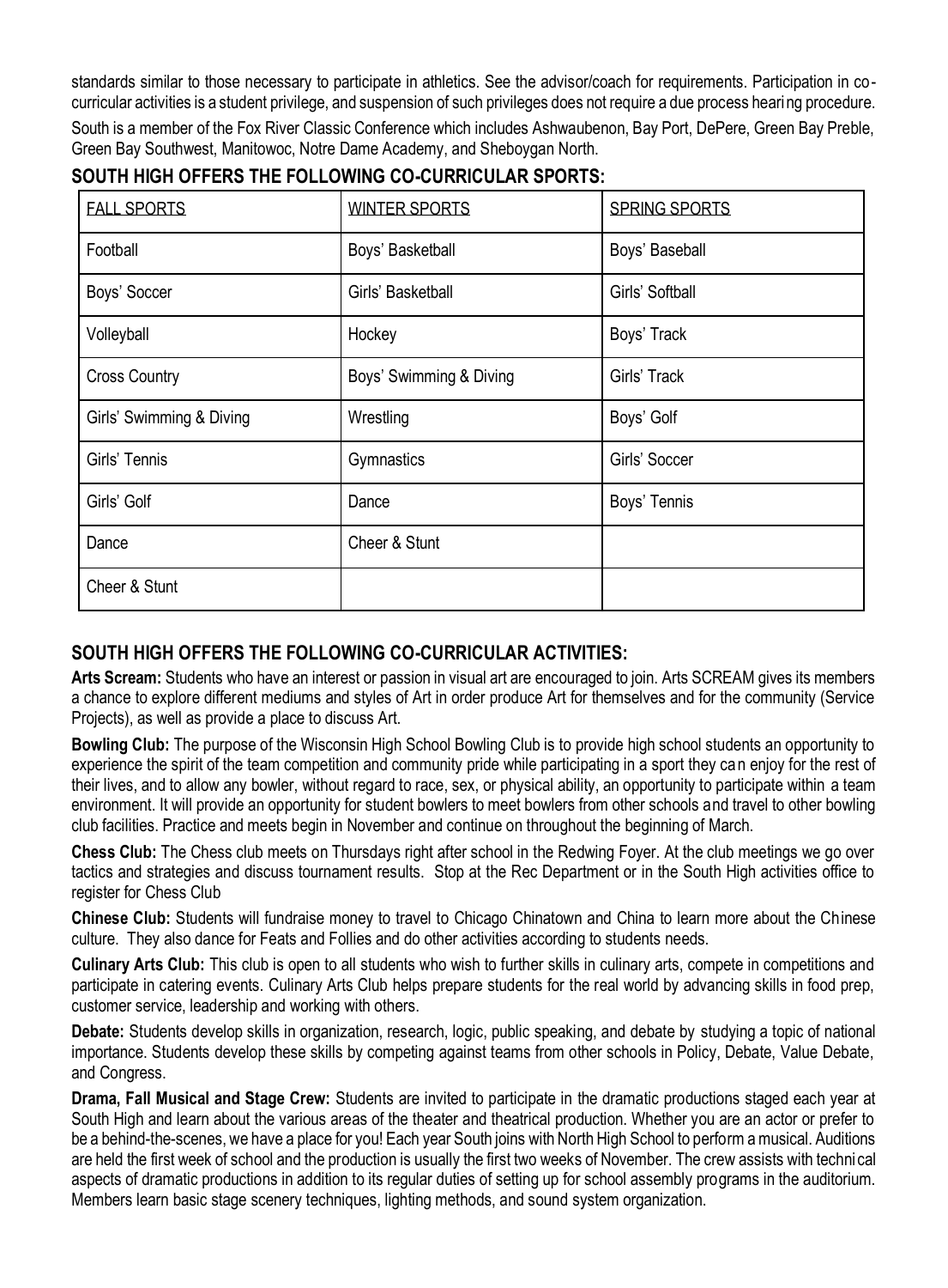standards similar to those necessary to participate in athletics. See the advisor/coach for requirements. Participation in co-curricular activities is a student privilege, and suspension of such privileges does not require a due process hearing procedure.

South is a member of the Fox River Classic Conference which includes Ashwaubenon, Bay Port, DePere, Green Bay Preble, Green Bay Southwest, Manitowoc, Notre Dame Academy, and Sheboygan North.

## SOUTH HIGH OFFERS THE FOLLOWING CO-CURRICULAR SPORTS:

| FALL SPORTS | WINTER SPORTS | SPRING SPORTS |
|---|---|---|
| Football | Boys' Basketball | Boys' Baseball |
| Boys' Soccer | Girls' Basketball | Girls' Softball |
| Volleyball | Hockey | Boys' Track |
| Cross Country | Boys' Swimming & Diving | Girls' Track |
| Girls' Swimming & Diving | Wrestling | Boys' Golf |
| Girls' Tennis | Gymnastics | Girls' Soccer |
| Girls' Golf | Dance | Boys' Tennis |
| Dance | Cheer & Stunt | |
| Cheer & Stunt | | |

## SOUTH HIGH OFFERS THE FOLLOWING CO-CURRICULAR ACTIVITIES:

**Arts Scream:** Students who have an interest or passion in visual art are encouraged to join. Arts SCREAM gives its members a chance to explore different mediums and styles of Art in order produce Art for themselves and for the community (Service Projects), as well as provide a place to discuss Art.

**Bowling Club:** The purpose of the Wisconsin High School Bowling Club is to provide high school students an opportunity to experience the spirit of the team competition and community pride while participating in a sport they can enjoy for the rest of their lives, and to allow any bowler, without regard to race, sex, or physical ability, an opportunity to participate within a team environment. It will provide an opportunity for student bowlers to meet bowlers from other schools and travel to other bowling club facilities. Practice and meets begin in November and continue on throughout the beginning of March.

**Chess Club:** The Chess club meets on Thursdays right after school in the Redwing Foyer. At the club meetings we go over tactics and strategies and discuss tournament results. Stop at the Rec Department or in the South High activities office to register for Chess Club

**Chinese Club:** Students will fundraise money to travel to Chicago Chinatown and China to learn more about the Chinese culture. They also dance for Feats and Follies and do other activities according to students needs.

**Culinary Arts Club:** This club is open to all students who wish to further skills in culinary arts, compete in competitions and participate in catering events. Culinary Arts Club helps prepare students for the real world by advancing skills in food prep, customer service, leadership and working with others.

**Debate:** Students develop skills in organization, research, logic, public speaking, and debate by studying a topic of national importance. Students develop these skills by competing against teams from other schools in Policy, Debate, Value Debate, and Congress.

**Drama, Fall Musical and Stage Crew:** Students are invited to participate in the dramatic productions staged each year at South High and learn about the various areas of the theater and theatrical production. Whether you are an actor or prefer to be a behind-the-scenes, we have a place for you! Each year South joins with North High School to perform a musical. Auditions are held the first week of school and the production is usually the first two weeks of November. The crew assists with technical aspects of dramatic productions in addition to its regular duties of setting up for school assembly programs in the auditorium. Members learn basic stage scenery techniques, lighting methods, and sound system organization.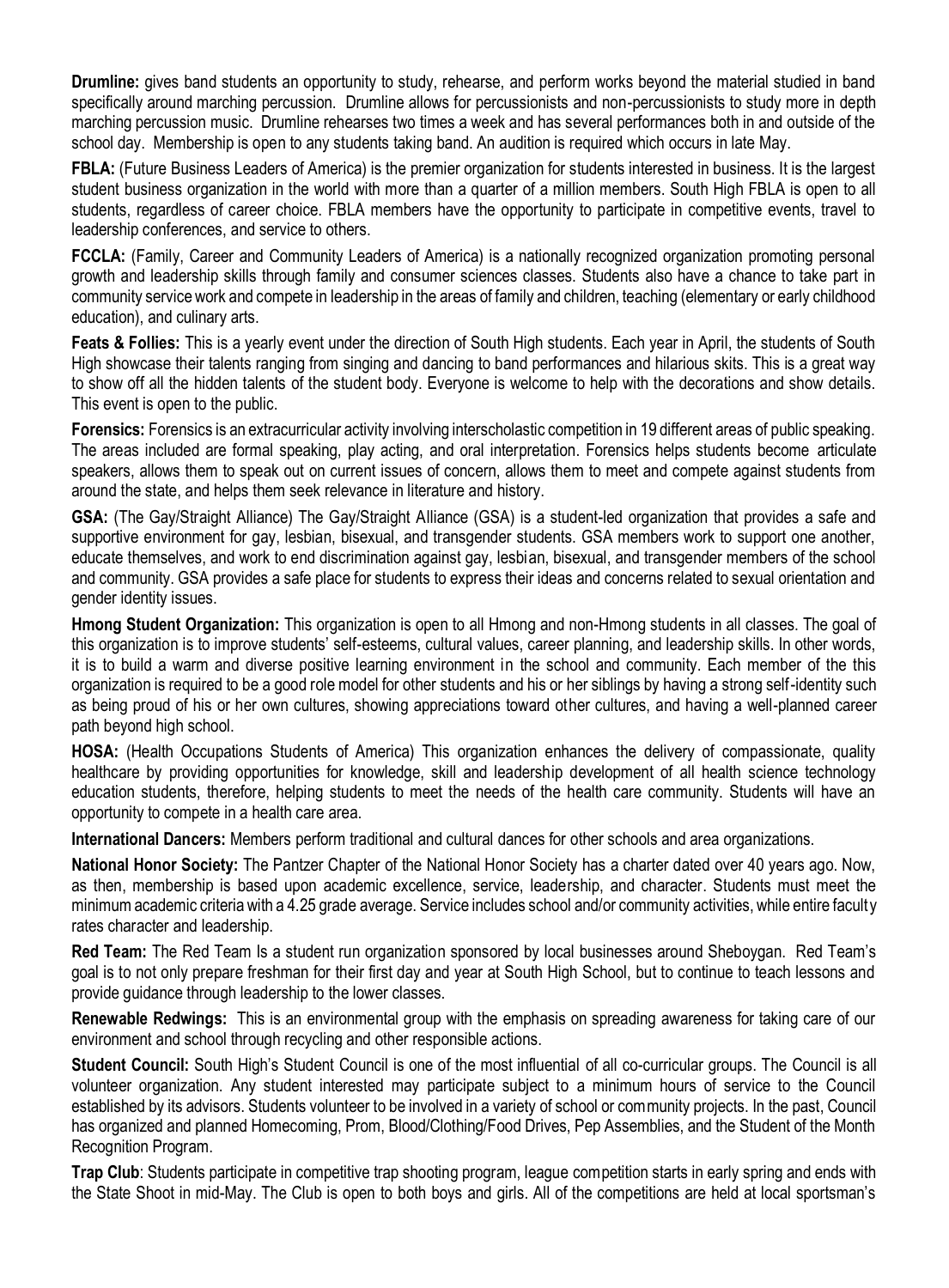**Drumline:** gives band students an opportunity to study, rehearse, and perform works beyond the material studied in band specifically around marching percussion. Drumline allows for percussionists and non-percussionists to study more in depth marching percussion music. Drumline rehearses two times a week and has several performances both in and outside of the school day. Membership is open to any students taking band. An audition is required which occurs in late May.

**FBLA:** (Future Business Leaders of America) is the premier organization for students interested in business. It is the largest student business organization in the world with more than a quarter of a million members. South High FBLA is open to all students, regardless of career choice. FBLA members have the opportunity to participate in competitive events, travel to leadership conferences, and service to others.

**FCCLA:** (Family, Career and Community Leaders of America) is a nationally recognized organization promoting personal growth and leadership skills through family and consumer sciences classes. Students also have a chance to take part in community service work and compete in leadership in the areas of family and children, teaching (elementary or early childhood education), and culinary arts.

**Feats & Follies:** This is a yearly event under the direction of South High students. Each year in April, the students of South High showcase their talents ranging from singing and dancing to band performances and hilarious skits. This is a great way to show off all the hidden talents of the student body. Everyone is welcome to help with the decorations and show details. This event is open to the public.

**Forensics:** Forensics is an extracurricular activity involving interscholastic competition in 19 different areas of public speaking. The areas included are formal speaking, play acting, and oral interpretation. Forensics helps students become articulate speakers, allows them to speak out on current issues of concern, allows them to meet and compete against students from around the state, and helps them seek relevance in literature and history.

**GSA:** (The Gay/Straight Alliance) The Gay/Straight Alliance (GSA) is a student-led organization that provides a safe and supportive environment for gay, lesbian, bisexual, and transgender students. GSA members work to support one another, educate themselves, and work to end discrimination against gay, lesbian, bisexual, and transgender members of the school and community. GSA provides a safe place for students to express their ideas and concerns related to sexual orientation and gender identity issues.

**Hmong Student Organization:** This organization is open to all Hmong and non-Hmong students in all classes. The goal of this organization is to improve students' self-esteems, cultural values, career planning, and leadership skills. In other words, it is to build a warm and diverse positive learning environment in the school and community. Each member of the this organization is required to be a good role model for other students and his or her siblings by having a strong self-identity such as being proud of his or her own cultures, showing appreciations toward other cultures, and having a well-planned career path beyond high school.

**HOSA:** (Health Occupations Students of America) This organization enhances the delivery of compassionate, quality healthcare by providing opportunities for knowledge, skill and leadership development of all health science technology education students, therefore, helping students to meet the needs of the health care community. Students will have an opportunity to compete in a health care area.

**International Dancers:** Members perform traditional and cultural dances for other schools and area organizations.

**National Honor Society:** The Pantzer Chapter of the National Honor Society has a charter dated over 40 years ago. Now, as then, membership is based upon academic excellence, service, leadership, and character. Students must meet the minimum academic criteria with a 4.25 grade average. Service includes school and/or community activities, while entire faculty rates character and leadership.

**Red Team:** The Red Team Is a student run organization sponsored by local businesses around Sheboygan. Red Team's goal is to not only prepare freshman for their first day and year at South High School, but to continue to teach lessons and provide guidance through leadership to the lower classes.

**Renewable Redwings:** This is an environmental group with the emphasis on spreading awareness for taking care of our environment and school through recycling and other responsible actions.

**Student Council:** South High's Student Council is one of the most influential of all co-curricular groups. The Council is all volunteer organization. Any student interested may participate subject to a minimum hours of service to the Council established by its advisors. Students volunteer to be involved in a variety of school or community projects. In the past, Council has organized and planned Homecoming, Prom, Blood/Clothing/Food Drives, Pep Assemblies, and the Student of the Month Recognition Program.

**Trap Club**: Students participate in competitive trap shooting program, league competition starts in early spring and ends with the State Shoot in mid-May. The Club is open to both boys and girls. All of the competitions are held at local sportsman's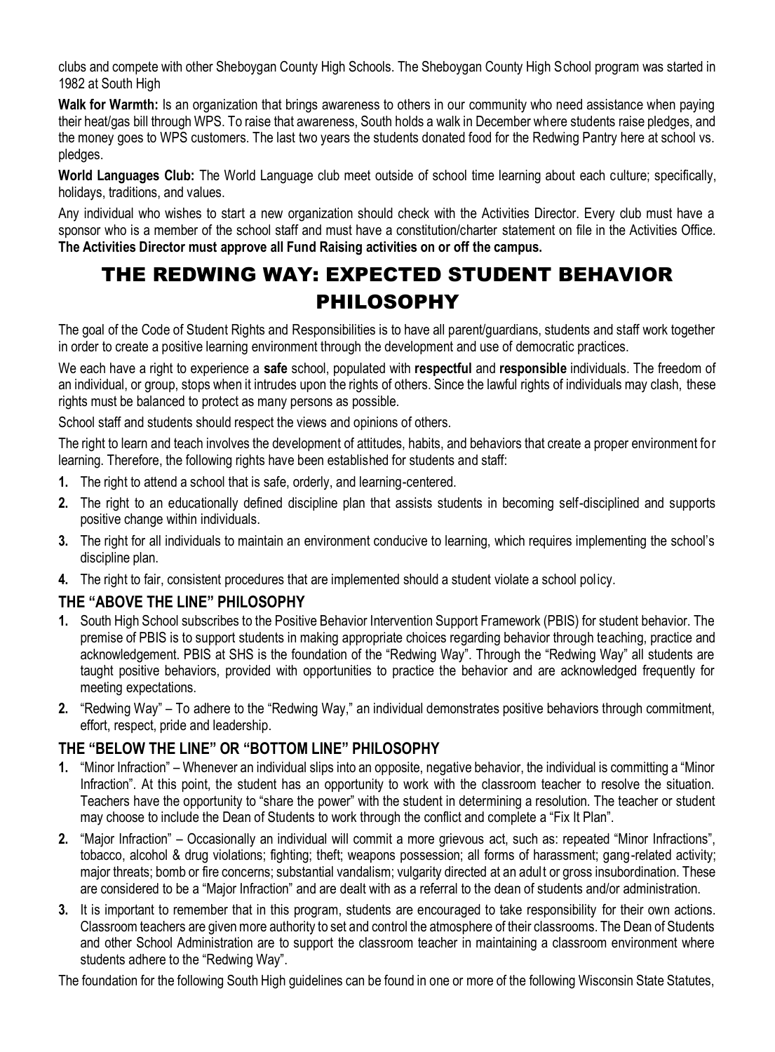clubs and compete with other Sheboygan County High Schools. The Sheboygan County High School program was started in 1982 at South High

**Walk for Warmth:** Is an organization that brings awareness to others in our community who need assistance when paying their heat/gas bill through WPS. To raise that awareness, South holds a walk in December where students raise pledges, and the money goes to WPS customers. The last two years the students donated food for the Redwing Pantry here at school vs. pledges.

**World Languages Club:** The World Language club meet outside of school time learning about each culture; specifically, holidays, traditions, and values.

Any individual who wishes to start a new organization should check with the Activities Director. Every club must have a sponsor who is a member of the school staff and must have a constitution/charter statement on file in the Activities Office. **The Activities Director must approve all Fund Raising activities on or off the campus.**

# THE REDWING WAY: EXPECTED STUDENT BEHAVIOR PHILOSOPHY

The goal of the Code of Student Rights and Responsibilities is to have all parent/guardians, students and staff work together in order to create a positive learning environment through the development and use of democratic practices.

We each have a right to experience a **safe** school, populated with **respectful** and **responsible** individuals. The freedom of an individual, or group, stops when it intrudes upon the rights of others. Since the lawful rights of individuals may clash, these rights must be balanced to protect as many persons as possible.

School staff and students should respect the views and opinions of others.

The right to learn and teach involves the development of attitudes, habits, and behaviors that create a proper environment for learning. Therefore, the following rights have been established for students and staff:

1. The right to attend a school that is safe, orderly, and learning-centered.
2. The right to an educationally defined discipline plan that assists students in becoming self-disciplined and supports positive change within individuals.
3. The right for all individuals to maintain an environment conducive to learning, which requires implementing the school's discipline plan.
4. The right to fair, consistent procedures that are implemented should a student violate a school policy.

## THE "ABOVE THE LINE" PHILOSOPHY

1. South High School subscribes to the Positive Behavior Intervention Support Framework (PBIS) for student behavior. The premise of PBIS is to support students in making appropriate choices regarding behavior through teaching, practice and acknowledgement. PBIS at SHS is the foundation of the "Redwing Way". Through the "Redwing Way" all students are taught positive behaviors, provided with opportunities to practice the behavior and are acknowledged frequently for meeting expectations.
2. "Redwing Way" – To adhere to the "Redwing Way," an individual demonstrates positive behaviors through commitment, effort, respect, pride and leadership.

## THE "BELOW THE LINE" OR "BOTTOM LINE" PHILOSOPHY

1. "Minor Infraction" – Whenever an individual slips into an opposite, negative behavior, the individual is committing a "Minor Infraction". At this point, the student has an opportunity to work with the classroom teacher to resolve the situation. Teachers have the opportunity to "share the power" with the student in determining a resolution. The teacher or student may choose to include the Dean of Students to work through the conflict and complete a "Fix It Plan".
2. "Major Infraction" – Occasionally an individual will commit a more grievous act, such as: repeated "Minor Infractions", tobacco, alcohol & drug violations; fighting; theft; weapons possession; all forms of harassment; gang-related activity; major threats; bomb or fire concerns; substantial vandalism; vulgarity directed at an adult or gross insubordination. These are considered to be a "Major Infraction" and are dealt with as a referral to the dean of students and/or administration.
3. It is important to remember that in this program, students are encouraged to take responsibility for their own actions. Classroom teachers are given more authority to set and control the atmosphere of their classrooms. The Dean of Students and other School Administration are to support the classroom teacher in maintaining a classroom environment where students adhere to the "Redwing Way".

The foundation for the following South High guidelines can be found in one or more of the following Wisconsin State Statutes,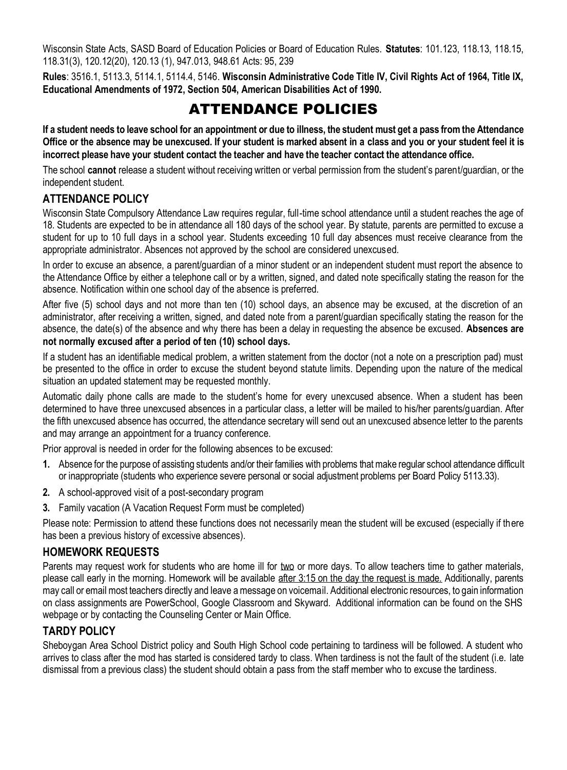Wisconsin State Acts, SASD Board of Education Policies or Board of Education Rules. **Statutes**: 101.123, 118.13, 118.15, 118.31(3), 120.12(20), 120.13 (1), 947.013, 948.61 Acts: 95, 239

**Rules**: 3516.1, 5113.3, 5114.1, 5114.4, 5146. **Wisconsin Administrative Code Title IV, Civil Rights Act of 1964, Title IX, Educational Amendments of 1972, Section 504, American Disabilities Act of 1990.**

# ATTENDANCE POLICIES

**If a student needs to leave school for an appointment or due to illness, the student must get a pass from the Attendance Office or the absence may be unexcused. If your student is marked absent in a class and you or your student feel it is incorrect please have your student contact the teacher and have the teacher contact the attendance office.**

The school **cannot** release a student without receiving written or verbal permission from the student's parent/guardian, or the independent student.

## ATTENDANCE POLICY

Wisconsin State Compulsory Attendance Law requires regular, full-time school attendance until a student reaches the age of 18. Students are expected to be in attendance all 180 days of the school year. By statute, parents are permitted to excuse a student for up to 10 full days in a school year. Students exceeding 10 full day absences must receive clearance from the appropriate administrator. Absences not approved by the school are considered unexcused.

In order to excuse an absence, a parent/guardian of a minor student or an independent student must report the absence to the Attendance Office by either a telephone call or by a written, signed, and dated note specifically stating the reason for the absence. Notification within one school day of the absence is preferred.

After five (5) school days and not more than ten (10) school days, an absence may be excused, at the discretion of an administrator, after receiving a written, signed, and dated note from a parent/guardian specifically stating the reason for the absence, the date(s) of the absence and why there has been a delay in requesting the absence be excused. **Absences are not normally excused after a period of ten (10) school days.**

If a student has an identifiable medical problem, a written statement from the doctor (not a note on a prescription pad) must be presented to the office in order to excuse the student beyond statute limits. Depending upon the nature of the medical situation an updated statement may be requested monthly.

Automatic daily phone calls are made to the student's home for every unexcused absence. When a student has been determined to have three unexcused absences in a particular class, a letter will be mailed to his/her parents/guardian. After the fifth unexcused absence has occurred, the attendance secretary will send out an unexcused absence letter to the parents and may arrange an appointment for a truancy conference.

Prior approval is needed in order for the following absences to be excused:

1. Absence for the purpose of assisting students and/or their families with problems that make regular school attendance difficult or inappropriate (students who experience severe personal or social adjustment problems per Board Policy 5113.33).
2. A school-approved visit of a post-secondary program
3. Family vacation (A Vacation Request Form must be completed)

Please note: Permission to attend these functions does not necessarily mean the student will be excused (especially if there has been a previous history of excessive absences).

## HOMEWORK REQUESTS

Parents may request work for students who are home ill for two or more days. To allow teachers time to gather materials, please call early in the morning. Homework will be available after 3:15 on the day the request is made. Additionally, parents may call or email most teachers directly and leave a message on voicemail. Additional electronic resources, to gain information on class assignments are PowerSchool, Google Classroom and Skyward. Additional information can be found on the SHS webpage or by contacting the Counseling Center or Main Office.

## TARDY POLICY

Sheboygan Area School District policy and South High School code pertaining to tardiness will be followed. A student who arrives to class after the mod has started is considered tardy to class. When tardiness is not the fault of the student (i.e. late dismissal from a previous class) the student should obtain a pass from the staff member who to excuse the tardiness.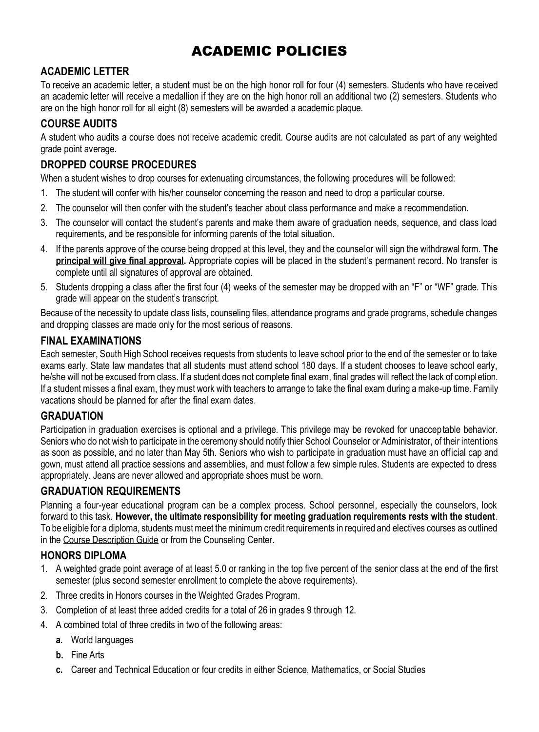# ACADEMIC POLICIES

## ACADEMIC LETTER

To receive an academic letter, a student must be on the high honor roll for four (4) semesters. Students who have received an academic letter will receive a medallion if they are on the high honor roll an additional two (2) semesters. Students who are on the high honor roll for all eight (8) semesters will be awarded a academic plaque.

## COURSE AUDITS

A student who audits a course does not receive academic credit. Course audits are not calculated as part of any weighted grade point average.

## DROPPED COURSE PROCEDURES

When a student wishes to drop courses for extenuating circumstances, the following procedures will be followed:

1. The student will confer with his/her counselor concerning the reason and need to drop a particular course.
2. The counselor will then confer with the student's teacher about class performance and make a recommendation.
3. The counselor will contact the student's parents and make them aware of graduation needs, sequence, and class load requirements, and be responsible for informing parents of the total situation.
4. If the parents approve of the course being dropped at this level, they and the counselor will sign the withdrawal form. **The principal will give final approval.** Appropriate copies will be placed in the student's permanent record. No transfer is complete until all signatures of approval are obtained.
5. Students dropping a class after the first four (4) weeks of the semester may be dropped with an "F" or "WF" grade. This grade will appear on the student's transcript.

Because of the necessity to update class lists, counseling files, attendance programs and grade programs, schedule changes and dropping classes are made only for the most serious of reasons.

## FINAL EXAMINATIONS

Each semester, South High School receives requests from students to leave school prior to the end of the semester or to take exams early. State law mandates that all students must attend school 180 days. If a student chooses to leave school early, he/she will not be excused from class. If a student does not complete final exam, final grades will reflect the lack of completion. If a student misses a final exam, they must work with teachers to arrange to take the final exam during a make-up time. Family vacations should be planned for after the final exam dates.

## GRADUATION

Participation in graduation exercises is optional and a privilege. This privilege may be revoked for unacceptable behavior. Seniors who do not wish to participate in the ceremony should notify thier School Counselor or Administrator, of their intentions as soon as possible, and no later than May 5th. Seniors who wish to participate in graduation must have an official cap and gown, must attend all practice sessions and assemblies, and must follow a few simple rules. Students are expected to dress appropriately. Jeans are never allowed and appropriate shoes must be worn.

## GRADUATION REQUIREMENTS

Planning a four-year educational program can be a complex process. School personnel, especially the counselors, look forward to this task. **However, the ultimate responsibility for meeting graduation requirements rests with the student**. To be eligible for a diploma, students must meet the minimum credit requirements in required and electives courses as outlined in the Course Description Guide or from the Counseling Center.

## HONORS DIPLOMA

1. A weighted grade point average of at least 5.0 or ranking in the top five percent of the senior class at the end of the first semester (plus second semester enrollment to complete the above requirements).
2. Three credits in Honors courses in the Weighted Grades Program.
3. Completion of at least three added credits for a total of 26 in grades 9 through 12.
4. A combined total of three credits in two of the following areas:
   - **a.** World languages
   - **b.** Fine Arts
   - **c.** Career and Technical Education or four credits in either Science, Mathematics, or Social Studies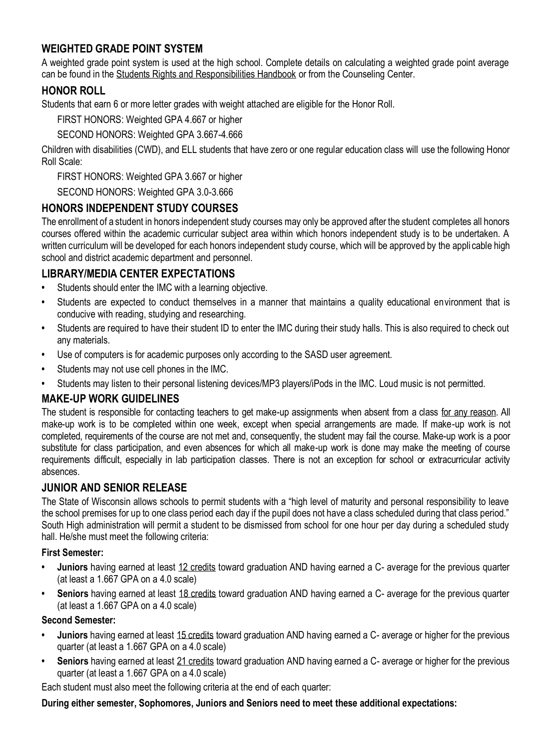## WEIGHTED GRADE POINT SYSTEM

A weighted grade point system is used at the high school. Complete details on calculating a weighted grade point average can be found in the Students Rights and Responsibilities Handbook or from the Counseling Center.

## HONOR ROLL

Students that earn 6 or more letter grades with weight attached are eligible for the Honor Roll.

FIRST HONORS: Weighted GPA 4.667 or higher

SECOND HONORS: Weighted GPA 3.667-4.666

Children with disabilities (CWD), and ELL students that have zero or one regular education class will use the following Honor Roll Scale:

FIRST HONORS: Weighted GPA 3.667 or higher

SECOND HONORS: Weighted GPA 3.0-3.666

## HONORS INDEPENDENT STUDY COURSES

The enrollment of a student in honors independent study courses may only be approved after the student completes all honors courses offered within the academic curricular subject area within which honors independent study is to be undertaken. A written curriculum will be developed for each honors independent study course, which will be approved by the applicable high school and district academic department and personnel.

## LIBRARY/MEDIA CENTER EXPECTATIONS

- Students should enter the IMC with a learning objective.
- Students are expected to conduct themselves in a manner that maintains a quality educational environment that is conducive with reading, studying and researching.
- Students are required to have their student ID to enter the IMC during their study halls. This is also required to check out any materials.
- Use of computers is for academic purposes only according to the SASD user agreement.
- Students may not use cell phones in the IMC.
- Students may listen to their personal listening devices/MP3 players/iPods in the IMC. Loud music is not permitted.

## MAKE-UP WORK GUIDELINES

The student is responsible for contacting teachers to get make-up assignments when absent from a class for any reason. All make-up work is to be completed within one week, except when special arrangements are made. If make-up work is not completed, requirements of the course are not met and, consequently, the student may fail the course. Make-up work is a poor substitute for class participation, and even absences for which all make-up work is done may make the meeting of course requirements difficult, especially in lab participation classes. There is not an exception for school or extracurricular activity absences.

## JUNIOR AND SENIOR RELEASE

The State of Wisconsin allows schools to permit students with a "high level of maturity and personal responsibility to leave the school premises for up to one class period each day if the pupil does not have a class scheduled during that class period." South High administration will permit a student to be dismissed from school for one hour per day during a scheduled study hall. He/she must meet the following criteria:

**First Semester:**

- **Juniors** having earned at least 12 credits toward graduation AND having earned a C- average for the previous quarter (at least a 1.667 GPA on a 4.0 scale)
- **Seniors** having earned at least 18 credits toward graduation AND having earned a C- average for the previous quarter (at least a 1.667 GPA on a 4.0 scale)

**Second Semester:**

- **Juniors** having earned at least 15 credits toward graduation AND having earned a C- average or higher for the previous quarter (at least a 1.667 GPA on a 4.0 scale)
- **Seniors** having earned at least 21 credits toward graduation AND having earned a C- average or higher for the previous quarter (at least a 1.667 GPA on a 4.0 scale)

Each student must also meet the following criteria at the end of each quarter:

**During either semester, Sophomores, Juniors and Seniors need to meet these additional expectations:**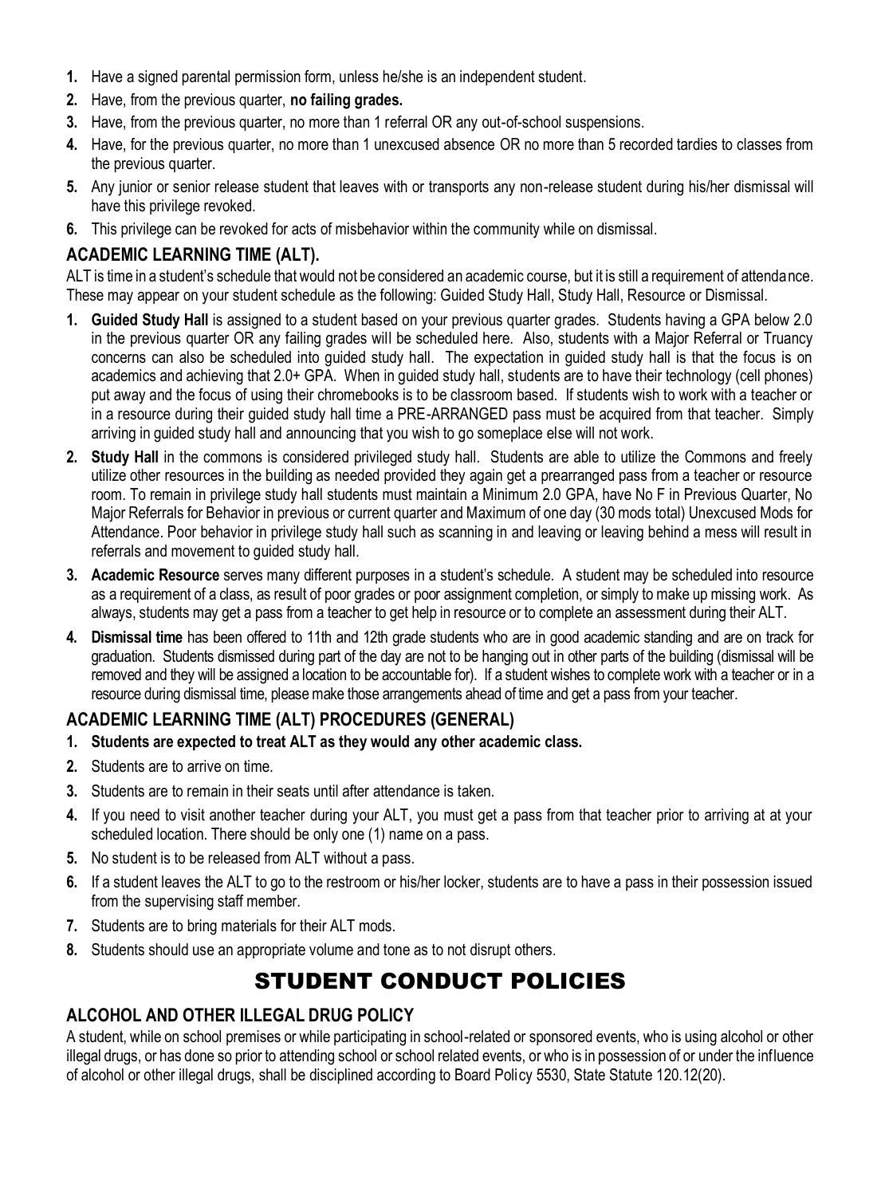1. Have a signed parental permission form, unless he/she is an independent student.
2. Have, from the previous quarter, **no failing grades.**
3. Have, from the previous quarter, no more than 1 referral OR any out-of-school suspensions.
4. Have, for the previous quarter, no more than 1 unexcused absence OR no more than 5 recorded tardies to classes from the previous quarter.
5. Any junior or senior release student that leaves with or transports any non-release student during his/her dismissal will have this privilege revoked.
6. This privilege can be revoked for acts of misbehavior within the community while on dismissal.

### ACADEMIC LEARNING TIME (ALT).

ALT is time in a student's schedule that would not be considered an academic course, but it is still a requirement of attendance. These may appear on your student schedule as the following: Guided Study Hall, Study Hall, Resource or Dismissal.

1. **Guided Study Hall** is assigned to a student based on your previous quarter grades. Students having a GPA below 2.0 in the previous quarter OR any failing grades will be scheduled here. Also, students with a Major Referral or Truancy concerns can also be scheduled into guided study hall. The expectation in guided study hall is that the focus is on academics and achieving that 2.0+ GPA. When in guided study hall, students are to have their technology (cell phones) put away and the focus of using their chromebooks is to be classroom based. If students wish to work with a teacher or in a resource during their guided study hall time a PRE-ARRANGED pass must be acquired from that teacher. Simply arriving in guided study hall and announcing that you wish to go someplace else will not work.
2. **Study Hall** in the commons is considered privileged study hall. Students are able to utilize the Commons and freely utilize other resources in the building as needed provided they again get a prearranged pass from a teacher or resource room. To remain in privilege study hall students must maintain a Minimum 2.0 GPA, have No F in Previous Quarter, No Major Referrals for Behavior in previous or current quarter and Maximum of one day (30 mods total) Unexcused Mods for Attendance. Poor behavior in privilege study hall such as scanning in and leaving or leaving behind a mess will result in referrals and movement to guided study hall.
3. **Academic Resource** serves many different purposes in a student's schedule. A student may be scheduled into resource as a requirement of a class, as result of poor grades or poor assignment completion, or simply to make up missing work. As always, students may get a pass from a teacher to get help in resource or to complete an assessment during their ALT.
4. **Dismissal time** has been offered to 11th and 12th grade students who are in good academic standing and are on track for graduation. Students dismissed during part of the day are not to be hanging out in other parts of the building (dismissal will be removed and they will be assigned a location to be accountable for). If a student wishes to complete work with a teacher or in a resource during dismissal time, please make those arrangements ahead of time and get a pass from your teacher.

### ACADEMIC LEARNING TIME (ALT) PROCEDURES (GENERAL)

1. **Students are expected to treat ALT as they would any other academic class.**
2. Students are to arrive on time.
3. Students are to remain in their seats until after attendance is taken.
4. If you need to visit another teacher during your ALT, you must get a pass from that teacher prior to arriving at at your scheduled location. There should be only one (1) name on a pass.
5. No student is to be released from ALT without a pass.
6. If a student leaves the ALT to go to the restroom or his/her locker, students are to have a pass in their possession issued from the supervising staff member.
7. Students are to bring materials for their ALT mods.
8. Students should use an appropriate volume and tone as to not disrupt others.

## STUDENT CONDUCT POLICIES

### ALCOHOL AND OTHER ILLEGAL DRUG POLICY

A student, while on school premises or while participating in school-related or sponsored events, who is using alcohol or other illegal drugs, or has done so prior to attending school or school related events, or who is in possession of or under the influence of alcohol or other illegal drugs, shall be disciplined according to Board Policy 5530, State Statute 120.12(20).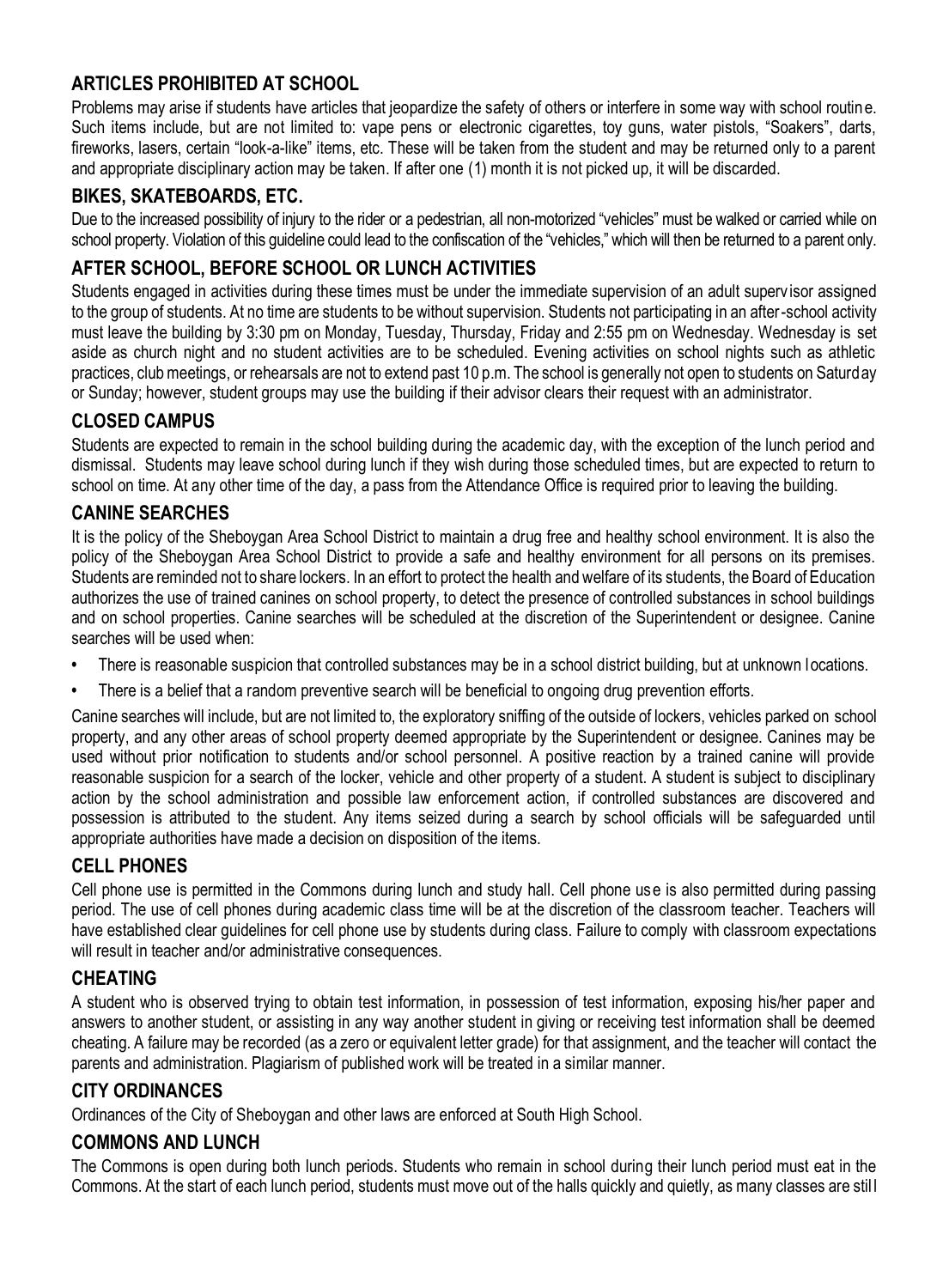## ARTICLES PROHIBITED AT SCHOOL

Problems may arise if students have articles that jeopardize the safety of others or interfere in some way with school routine. Such items include, but are not limited to: vape pens or electronic cigarettes, toy guns, water pistols, "Soakers", darts, fireworks, lasers, certain "look-a-like" items, etc. These will be taken from the student and may be returned only to a parent and appropriate disciplinary action may be taken. If after one (1) month it is not picked up, it will be discarded.

## BIKES, SKATEBOARDS, ETC.

Due to the increased possibility of injury to the rider or a pedestrian, all non-motorized "vehicles" must be walked or carried while on school property. Violation of this guideline could lead to the confiscation of the "vehicles," which will then be returned to a parent only.

## AFTER SCHOOL, BEFORE SCHOOL OR LUNCH ACTIVITIES

Students engaged in activities during these times must be under the immediate supervision of an adult supervisor assigned to the group of students. At no time are students to be without supervision. Students not participating in an after-school activity must leave the building by 3:30 pm on Monday, Tuesday, Thursday, Friday and 2:55 pm on Wednesday. Wednesday is set aside as church night and no student activities are to be scheduled. Evening activities on school nights such as athletic practices, club meetings, or rehearsals are not to extend past 10 p.m. The school is generally not open to students on Saturday or Sunday; however, student groups may use the building if their advisor clears their request with an administrator.

## CLOSED CAMPUS

Students are expected to remain in the school building during the academic day, with the exception of the lunch period and dismissal. Students may leave school during lunch if they wish during those scheduled times, but are expected to return to school on time. At any other time of the day, a pass from the Attendance Office is required prior to leaving the building.

## CANINE SEARCHES

It is the policy of the Sheboygan Area School District to maintain a drug free and healthy school environment. It is also the policy of the Sheboygan Area School District to provide a safe and healthy environment for all persons on its premises. Students are reminded not to share lockers. In an effort to protect the health and welfare of its students, the Board of Education authorizes the use of trained canines on school property, to detect the presence of controlled substances in school buildings and on school properties. Canine searches will be scheduled at the discretion of the Superintendent or designee. Canine searches will be used when:

- There is reasonable suspicion that controlled substances may be in a school district building, but at unknown locations.
- There is a belief that a random preventive search will be beneficial to ongoing drug prevention efforts.

Canine searches will include, but are not limited to, the exploratory sniffing of the outside of lockers, vehicles parked on school property, and any other areas of school property deemed appropriate by the Superintendent or designee. Canines may be used without prior notification to students and/or school personnel. A positive reaction by a trained canine will provide reasonable suspicion for a search of the locker, vehicle and other property of a student. A student is subject to disciplinary action by the school administration and possible law enforcement action, if controlled substances are discovered and possession is attributed to the student. Any items seized during a search by school officials will be safeguarded until appropriate authorities have made a decision on disposition of the items.

## CELL PHONES

Cell phone use is permitted in the Commons during lunch and study hall. Cell phone use is also permitted during passing period. The use of cell phones during academic class time will be at the discretion of the classroom teacher. Teachers will have established clear guidelines for cell phone use by students during class. Failure to comply with classroom expectations will result in teacher and/or administrative consequences.

## CHEATING

A student who is observed trying to obtain test information, in possession of test information, exposing his/her paper and answers to another student, or assisting in any way another student in giving or receiving test information shall be deemed cheating. A failure may be recorded (as a zero or equivalent letter grade) for that assignment, and the teacher will contact the parents and administration. Plagiarism of published work will be treated in a similar manner.

## CITY ORDINANCES

Ordinances of the City of Sheboygan and other laws are enforced at South High School.

## COMMONS AND LUNCH

The Commons is open during both lunch periods. Students who remain in school during their lunch period must eat in the Commons. At the start of each lunch period, students must move out of the halls quickly and quietly, as many classes are still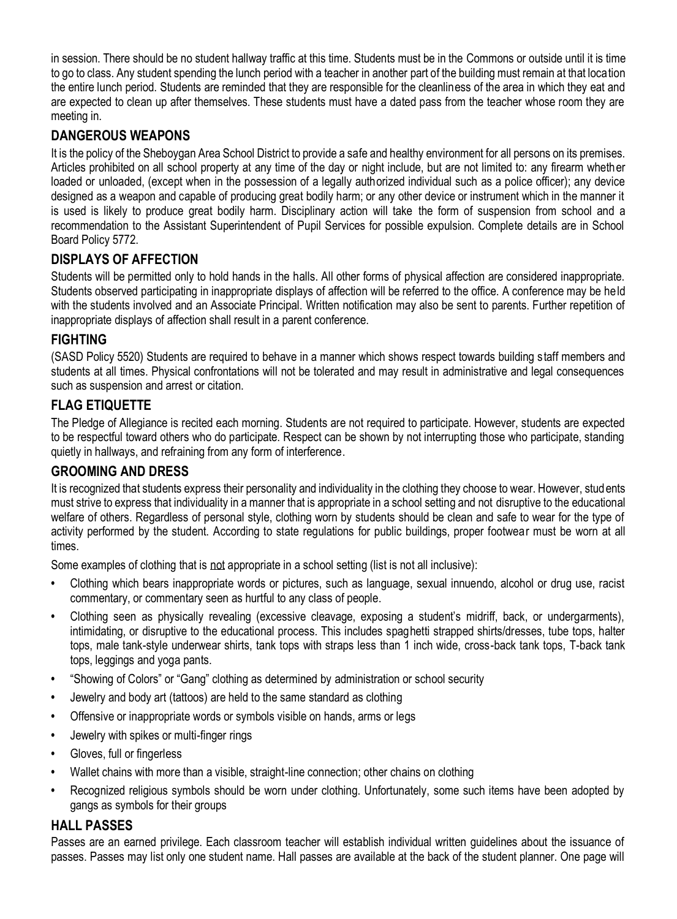in session. There should be no student hallway traffic at this time. Students must be in the Commons or outside until it is time to go to class. Any student spending the lunch period with a teacher in another part of the building must remain at that location the entire lunch period. Students are reminded that they are responsible for the cleanliness of the area in which they eat and are expected to clean up after themselves. These students must have a dated pass from the teacher whose room they are meeting in.

## DANGEROUS WEAPONS

It is the policy of the Sheboygan Area School District to provide a safe and healthy environment for all persons on its premises. Articles prohibited on all school property at any time of the day or night include, but are not limited to: any firearm whether loaded or unloaded, (except when in the possession of a legally authorized individual such as a police officer); any device designed as a weapon and capable of producing great bodily harm; or any other device or instrument which in the manner it is used is likely to produce great bodily harm. Disciplinary action will take the form of suspension from school and a recommendation to the Assistant Superintendent of Pupil Services for possible expulsion. Complete details are in School Board Policy 5772.

## DISPLAYS OF AFFECTION

Students will be permitted only to hold hands in the halls. All other forms of physical affection are considered inappropriate. Students observed participating in inappropriate displays of affection will be referred to the office. A conference may be held with the students involved and an Associate Principal. Written notification may also be sent to parents. Further repetition of inappropriate displays of affection shall result in a parent conference.

## FIGHTING

(SASD Policy 5520) Students are required to behave in a manner which shows respect towards building staff members and students at all times. Physical confrontations will not be tolerated and may result in administrative and legal consequences such as suspension and arrest or citation.

## FLAG ETIQUETTE

The Pledge of Allegiance is recited each morning. Students are not required to participate. However, students are expected to be respectful toward others who do participate. Respect can be shown by not interrupting those who participate, standing quietly in hallways, and refraining from any form of interference.

## GROOMING AND DRESS

It is recognized that students express their personality and individuality in the clothing they choose to wear. However, students must strive to express that individuality in a manner that is appropriate in a school setting and not disruptive to the educational welfare of others. Regardless of personal style, clothing worn by students should be clean and safe to wear for the type of activity performed by the student. According to state regulations for public buildings, proper footwear must be worn at all times.

Some examples of clothing that is not appropriate in a school setting (list is not all inclusive):

- Clothing which bears inappropriate words or pictures, such as language, sexual innuendo, alcohol or drug use, racist commentary, or commentary seen as hurtful to any class of people.
- Clothing seen as physically revealing (excessive cleavage, exposing a student's midriff, back, or undergarments), intimidating, or disruptive to the educational process. This includes spaghetti strapped shirts/dresses, tube tops, halter tops, male tank-style underwear shirts, tank tops with straps less than 1 inch wide, cross-back tank tops, T-back tank tops, leggings and yoga pants.
- "Showing of Colors" or "Gang" clothing as determined by administration or school security
- Jewelry and body art (tattoos) are held to the same standard as clothing
- Offensive or inappropriate words or symbols visible on hands, arms or legs
- Jewelry with spikes or multi-finger rings
- Gloves, full or fingerless
- Wallet chains with more than a visible, straight-line connection; other chains on clothing
- Recognized religious symbols should be worn under clothing. Unfortunately, some such items have been adopted by gangs as symbols for their groups

## HALL PASSES

Passes are an earned privilege. Each classroom teacher will establish individual written guidelines about the issuance of passes. Passes may list only one student name. Hall passes are available at the back of the student planner. One page will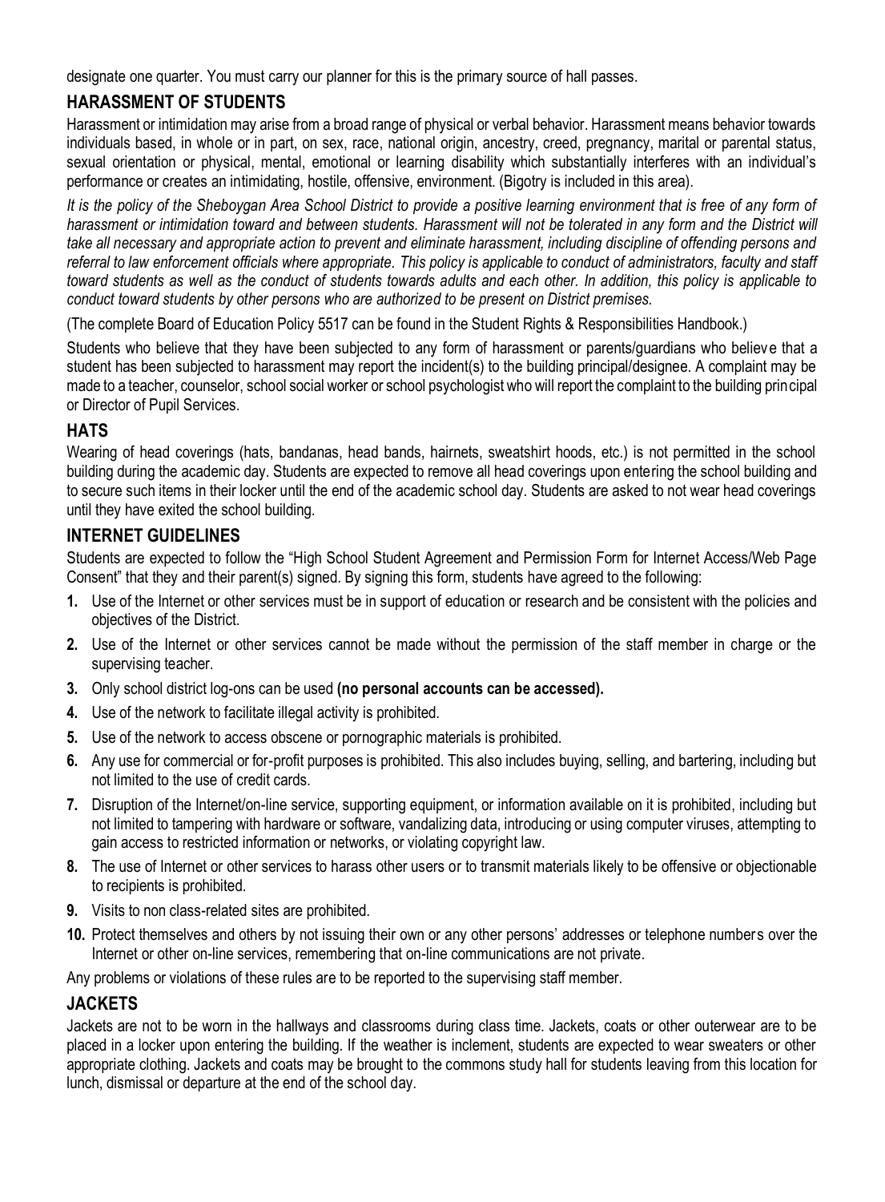designate one quarter. You must carry our planner for this is the primary source of hall passes.

## HARASSMENT OF STUDENTS

Harassment or intimidation may arise from a broad range of physical or verbal behavior. Harassment means behavior towards individuals based, in whole or in part, on sex, race, national origin, ancestry, creed, pregnancy, marital or parental status, sexual orientation or physical, mental, emotional or learning disability which substantially interferes with an individual's performance or creates an intimidating, hostile, offensive, environment. (Bigotry is included in this area).

*It is the policy of the Sheboygan Area School District to provide a positive learning environment that is free of any form of harassment or intimidation toward and between students. Harassment will not be tolerated in any form and the District will take all necessary and appropriate action to prevent and eliminate harassment, including discipline of offending persons and referral to law enforcement officials where appropriate. This policy is applicable to conduct of administrators, faculty and staff toward students as well as the conduct of students towards adults and each other. In addition, this policy is applicable to conduct toward students by other persons who are authorized to be present on District premises.*

(The complete Board of Education Policy 5517 can be found in the Student Rights & Responsibilities Handbook.)

Students who believe that they have been subjected to any form of harassment or parents/guardians who believe that a student has been subjected to harassment may report the incident(s) to the building principal/designee. A complaint may be made to a teacher, counselor, school social worker or school psychologist who will report the complaint to the building principal or Director of Pupil Services.

## HATS

Wearing of head coverings (hats, bandanas, head bands, hairnets, sweatshirt hoods, etc.) is not permitted in the school building during the academic day. Students are expected to remove all head coverings upon entering the school building and to secure such items in their locker until the end of the academic school day. Students are asked to not wear head coverings until they have exited the school building.

## INTERNET GUIDELINES

Students are expected to follow the "High School Student Agreement and Permission Form for Internet Access/Web Page Consent" that they and their parent(s) signed. By signing this form, students have agreed to the following:

1. Use of the Internet or other services must be in support of education or research and be consistent with the policies and objectives of the District.
2. Use of the Internet or other services cannot be made without the permission of the staff member in charge or the supervising teacher.
3. Only school district log-ons can be used **(no personal accounts can be accessed).**
4. Use of the network to facilitate illegal activity is prohibited.
5. Use of the network to access obscene or pornographic materials is prohibited.
6. Any use for commercial or for-profit purposes is prohibited. This also includes buying, selling, and bartering, including but not limited to the use of credit cards.
7. Disruption of the Internet/on-line service, supporting equipment, or information available on it is prohibited, including but not limited to tampering with hardware or software, vandalizing data, introducing or using computer viruses, attempting to gain access to restricted information or networks, or violating copyright law.
8. The use of Internet or other services to harass other users or to transmit materials likely to be offensive or objectionable to recipients is prohibited.
9. Visits to non class-related sites are prohibited.
10. Protect themselves and others by not issuing their own or any other persons' addresses or telephone numbers over the Internet or other on-line services, remembering that on-line communications are not private.

Any problems or violations of these rules are to be reported to the supervising staff member.

## JACKETS

Jackets are not to be worn in the hallways and classrooms during class time. Jackets, coats or other outerwear are to be placed in a locker upon entering the building. If the weather is inclement, students are expected to wear sweaters or other appropriate clothing. Jackets and coats may be brought to the commons study hall for students leaving from this location for lunch, dismissal or departure at the end of the school day.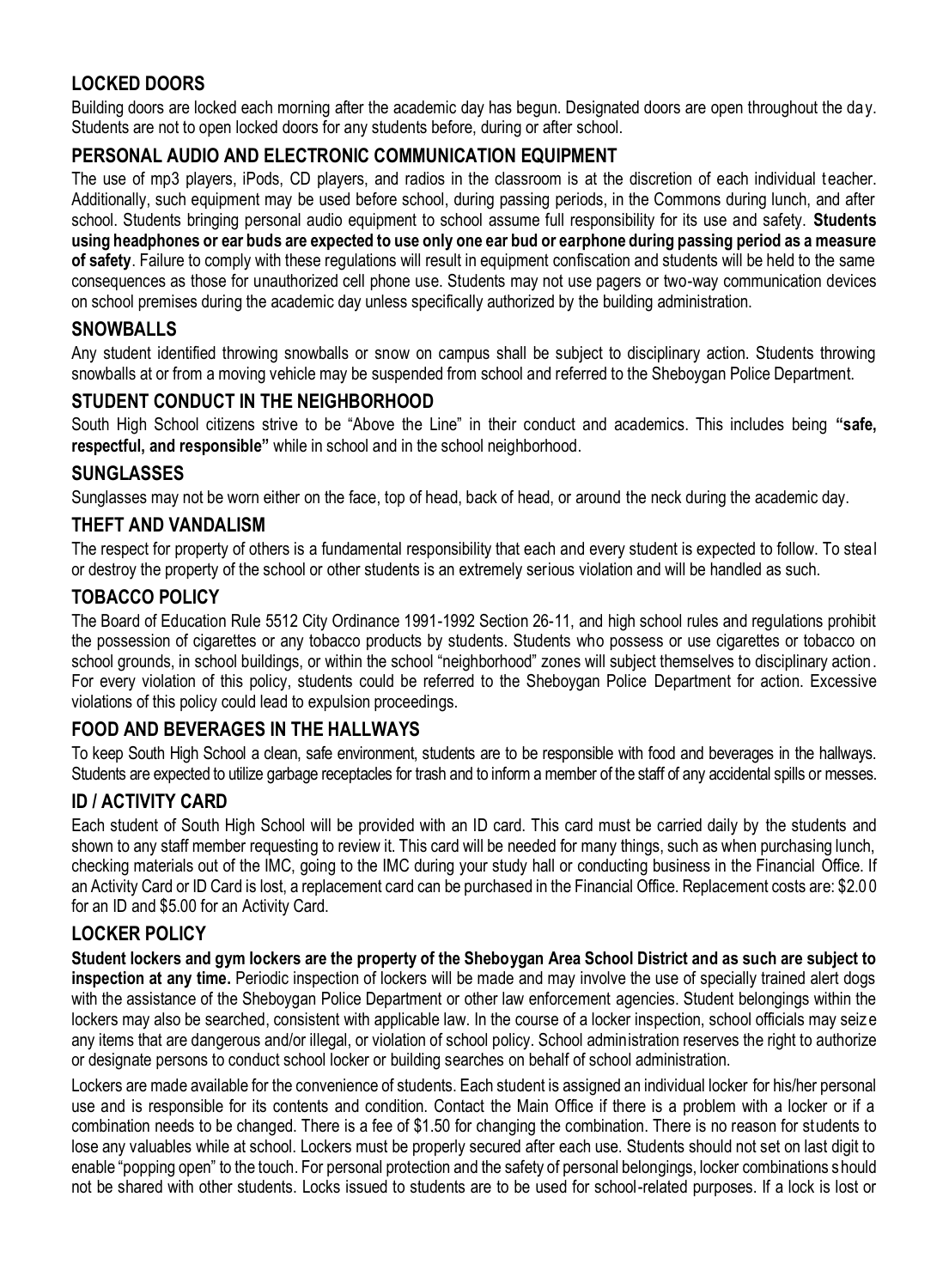## LOCKED DOORS

Building doors are locked each morning after the academic day has begun. Designated doors are open throughout the day. Students are not to open locked doors for any students before, during or after school.

## PERSONAL AUDIO AND ELECTRONIC COMMUNICATION EQUIPMENT

The use of mp3 players, iPods, CD players, and radios in the classroom is at the discretion of each individual teacher. Additionally, such equipment may be used before school, during passing periods, in the Commons during lunch, and after school. Students bringing personal audio equipment to school assume full responsibility for its use and safety. **Students using headphones or ear buds are expected to use only one ear bud or earphone during passing period as a measure of safety**. Failure to comply with these regulations will result in equipment confiscation and students will be held to the same consequences as those for unauthorized cell phone use. Students may not use pagers or two-way communication devices on school premises during the academic day unless specifically authorized by the building administration.

## SNOWBALLS

Any student identified throwing snowballs or snow on campus shall be subject to disciplinary action. Students throwing snowballs at or from a moving vehicle may be suspended from school and referred to the Sheboygan Police Department.

## STUDENT CONDUCT IN THE NEIGHBORHOOD

South High School citizens strive to be "Above the Line" in their conduct and academics. This includes being **"safe, respectful, and responsible"** while in school and in the school neighborhood.

## SUNGLASSES

Sunglasses may not be worn either on the face, top of head, back of head, or around the neck during the academic day.

## THEFT AND VANDALISM

The respect for property of others is a fundamental responsibility that each and every student is expected to follow. To steal or destroy the property of the school or other students is an extremely serious violation and will be handled as such.

## TOBACCO POLICY

The Board of Education Rule 5512 City Ordinance 1991-1992 Section 26-11, and high school rules and regulations prohibit the possession of cigarettes or any tobacco products by students. Students who possess or use cigarettes or tobacco on school grounds, in school buildings, or within the school "neighborhood" zones will subject themselves to disciplinary action. For every violation of this policy, students could be referred to the Sheboygan Police Department for action. Excessive violations of this policy could lead to expulsion proceedings.

## FOOD AND BEVERAGES IN THE HALLWAYS

To keep South High School a clean, safe environment, students are to be responsible with food and beverages in the hallways. Students are expected to utilize garbage receptacles for trash and to inform a member of the staff of any accidental spills or messes.

## ID / ACTIVITY CARD

Each student of South High School will be provided with an ID card. This card must be carried daily by the students and shown to any staff member requesting to review it. This card will be needed for many things, such as when purchasing lunch, checking materials out of the IMC, going to the IMC during your study hall or conducting business in the Financial Office. If an Activity Card or ID Card is lost, a replacement card can be purchased in the Financial Office. Replacement costs are: $2.00 for an ID and $5.00 for an Activity Card.

## LOCKER POLICY

**Student lockers and gym lockers are the property of the Sheboygan Area School District and as such are subject to inspection at any time.** Periodic inspection of lockers will be made and may involve the use of specially trained alert dogs with the assistance of the Sheboygan Police Department or other law enforcement agencies. Student belongings within the lockers may also be searched, consistent with applicable law. In the course of a locker inspection, school officials may seize any items that are dangerous and/or illegal, or violation of school policy. School administration reserves the right to authorize or designate persons to conduct school locker or building searches on behalf of school administration.

Lockers are made available for the convenience of students. Each student is assigned an individual locker for his/her personal use and is responsible for its contents and condition. Contact the Main Office if there is a problem with a locker or if a combination needs to be changed. There is a fee of $1.50 for changing the combination. There is no reason for students to lose any valuables while at school. Lockers must be properly secured after each use. Students should not set on last digit to enable "popping open" to the touch. For personal protection and the safety of personal belongings, locker combinations should not be shared with other students. Locks issued to students are to be used for school-related purposes. If a lock is lost or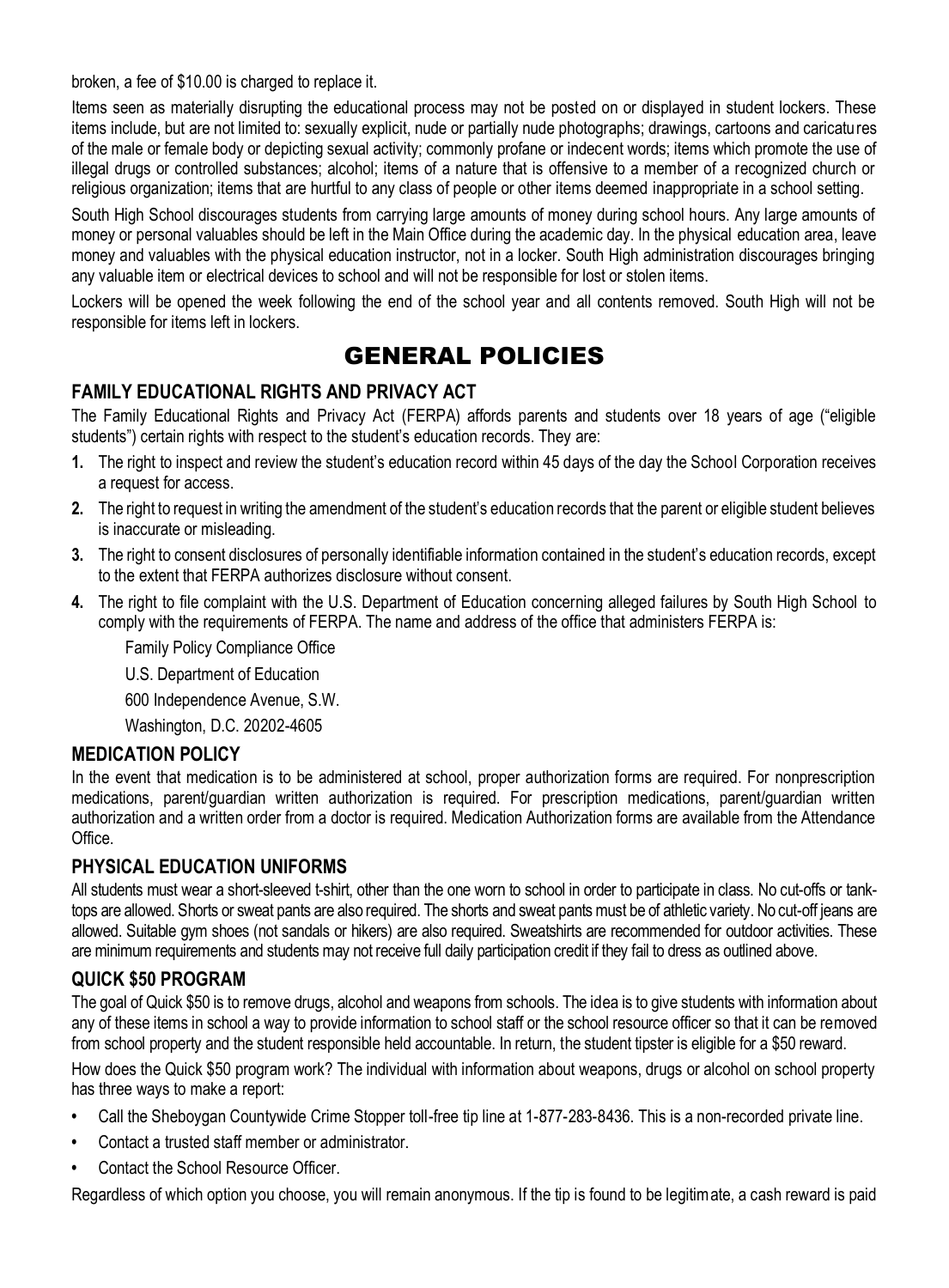broken, a fee of $10.00 is charged to replace it.

Items seen as materially disrupting the educational process may not be posted on or displayed in student lockers. These items include, but are not limited to: sexually explicit, nude or partially nude photographs; drawings, cartoons and caricatures of the male or female body or depicting sexual activity; commonly profane or indecent words; items which promote the use of illegal drugs or controlled substances; alcohol; items of a nature that is offensive to a member of a recognized church or religious organization; items that are hurtful to any class of people or other items deemed inappropriate in a school setting.

South High School discourages students from carrying large amounts of money during school hours. Any large amounts of money or personal valuables should be left in the Main Office during the academic day. In the physical education area, leave money and valuables with the physical education instructor, not in a locker. South High administration discourages bringing any valuable item or electrical devices to school and will not be responsible for lost or stolen items.

Lockers will be opened the week following the end of the school year and all contents removed. South High will not be responsible for items left in lockers.

# GENERAL POLICIES

## FAMILY EDUCATIONAL RIGHTS AND PRIVACY ACT

The Family Educational Rights and Privacy Act (FERPA) affords parents and students over 18 years of age ("eligible students") certain rights with respect to the student's education records. They are:

1. The right to inspect and review the student's education record within 45 days of the day the School Corporation receives a request for access.
2. The right to request in writing the amendment of the student's education records that the parent or eligible student believes is inaccurate or misleading.
3. The right to consent disclosures of personally identifiable information contained in the student's education records, except to the extent that FERPA authorizes disclosure without consent.
4. The right to file complaint with the U.S. Department of Education concerning alleged failures by South High School to comply with the requirements of FERPA. The name and address of the office that administers FERPA is:

   Family Policy Compliance Office

   U.S. Department of Education

   600 Independence Avenue, S.W.

   Washington, D.C. 20202-4605

## MEDICATION POLICY

In the event that medication is to be administered at school, proper authorization forms are required. For nonprescription medications, parent/guardian written authorization is required. For prescription medications, parent/guardian written authorization and a written order from a doctor is required. Medication Authorization forms are available from the Attendance Office.

## PHYSICAL EDUCATION UNIFORMS

All students must wear a short-sleeved t-shirt, other than the one worn to school in order to participate in class. No cut-offs or tank-tops are allowed. Shorts or sweat pants are also required. The shorts and sweat pants must be of athletic variety. No cut-off jeans are allowed. Suitable gym shoes (not sandals or hikers) are also required. Sweatshirts are recommended for outdoor activities. These are minimum requirements and students may not receive full daily participation credit if they fail to dress as outlined above.

## QUICK $50 PROGRAM

The goal of Quick $50 is to remove drugs, alcohol and weapons from schools. The idea is to give students with information about any of these items in school a way to provide information to school staff or the school resource officer so that it can be removed from school property and the student responsible held accountable. In return, the student tipster is eligible for a $50 reward.

How does the Quick $50 program work? The individual with information about weapons, drugs or alcohol on school property has three ways to make a report:

- Call the Sheboygan Countywide Crime Stopper toll-free tip line at 1-877-283-8436. This is a non-recorded private line.
- Contact a trusted staff member or administrator.
- Contact the School Resource Officer.

Regardless of which option you choose, you will remain anonymous. If the tip is found to be legitimate, a cash reward is paid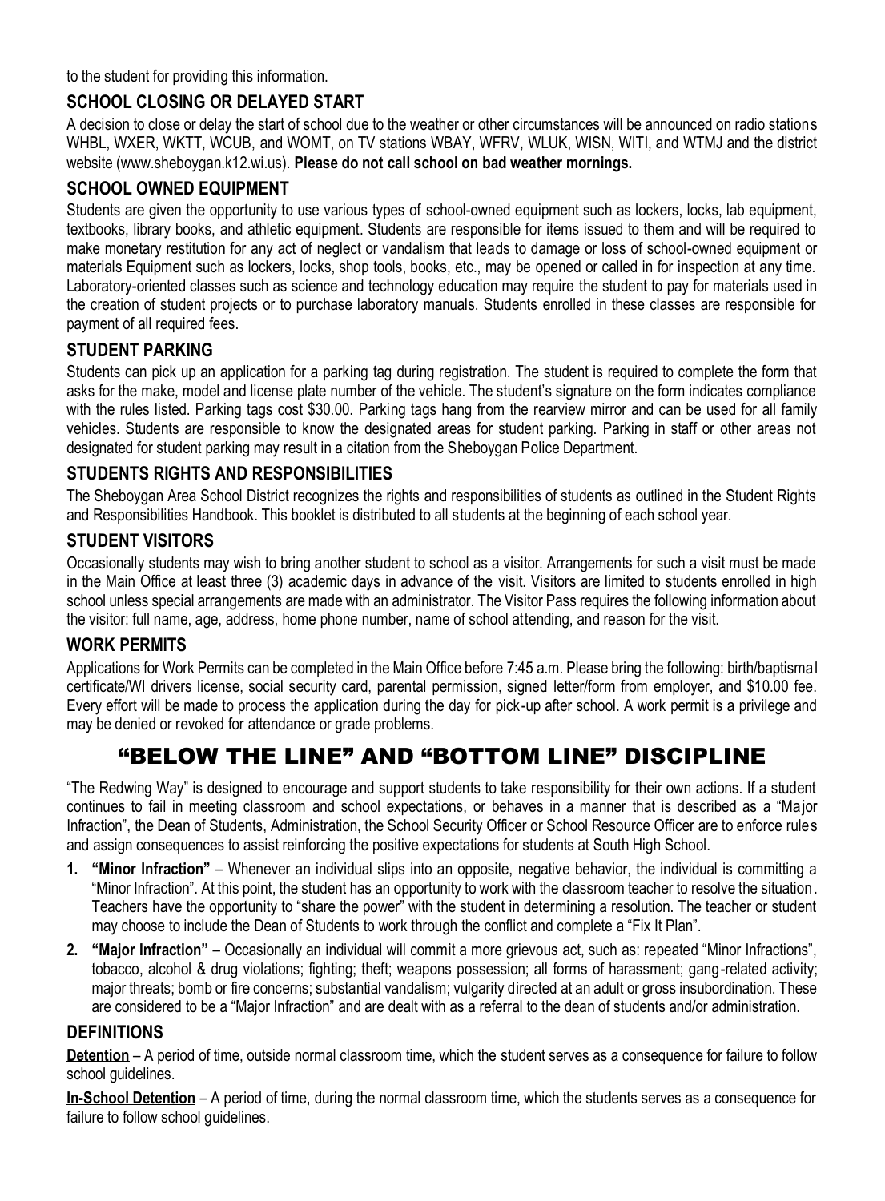to the student for providing this information.

## SCHOOL CLOSING OR DELAYED START

A decision to close or delay the start of school due to the weather or other circumstances will be announced on radio stations WHBL, WXER, WKTT, WCUB, and WOMT, on TV stations WBAY, WFRV, WLUK, WISN, WITI, and WTMJ and the district website (www.sheboygan.k12.wi.us). **Please do not call school on bad weather mornings.**

## SCHOOL OWNED EQUIPMENT

Students are given the opportunity to use various types of school-owned equipment such as lockers, locks, lab equipment, textbooks, library books, and athletic equipment. Students are responsible for items issued to them and will be required to make monetary restitution for any act of neglect or vandalism that leads to damage or loss of school-owned equipment or materials Equipment such as lockers, locks, shop tools, books, etc., may be opened or called in for inspection at any time. Laboratory-oriented classes such as science and technology education may require the student to pay for materials used in the creation of student projects or to purchase laboratory manuals. Students enrolled in these classes are responsible for payment of all required fees.

## STUDENT PARKING

Students can pick up an application for a parking tag during registration. The student is required to complete the form that asks for the make, model and license plate number of the vehicle. The student's signature on the form indicates compliance with the rules listed. Parking tags cost $30.00. Parking tags hang from the rearview mirror and can be used for all family vehicles. Students are responsible to know the designated areas for student parking. Parking in staff or other areas not designated for student parking may result in a citation from the Sheboygan Police Department.

## STUDENTS RIGHTS AND RESPONSIBILITIES

The Sheboygan Area School District recognizes the rights and responsibilities of students as outlined in the Student Rights and Responsibilities Handbook. This booklet is distributed to all students at the beginning of each school year.

## STUDENT VISITORS

Occasionally students may wish to bring another student to school as a visitor. Arrangements for such a visit must be made in the Main Office at least three (3) academic days in advance of the visit. Visitors are limited to students enrolled in high school unless special arrangements are made with an administrator. The Visitor Pass requires the following information about the visitor: full name, age, address, home phone number, name of school attending, and reason for the visit.

## WORK PERMITS

Applications for Work Permits can be completed in the Main Office before 7:45 a.m. Please bring the following: birth/baptismal certificate/WI drivers license, social security card, parental permission, signed letter/form from employer, and $10.00 fee. Every effort will be made to process the application during the day for pick-up after school. A work permit is a privilege and may be denied or revoked for attendance or grade problems.

# "BELOW THE LINE" AND "BOTTOM LINE" DISCIPLINE

"The Redwing Way" is designed to encourage and support students to take responsibility for their own actions. If a student continues to fail in meeting classroom and school expectations, or behaves in a manner that is described as a "Major Infraction", the Dean of Students, Administration, the School Security Officer or School Resource Officer are to enforce rules and assign consequences to assist reinforcing the positive expectations for students at South High School.

1. **"Minor Infraction"** – Whenever an individual slips into an opposite, negative behavior, the individual is committing a "Minor Infraction". At this point, the student has an opportunity to work with the classroom teacher to resolve the situation. Teachers have the opportunity to "share the power" with the student in determining a resolution. The teacher or student may choose to include the Dean of Students to work through the conflict and complete a "Fix It Plan".
2. **"Major Infraction"** – Occasionally an individual will commit a more grievous act, such as: repeated "Minor Infractions", tobacco, alcohol & drug violations; fighting; theft; weapons possession; all forms of harassment; gang-related activity; major threats; bomb or fire concerns; substantial vandalism; vulgarity directed at an adult or gross insubordination. These are considered to be a "Major Infraction" and are dealt with as a referral to the dean of students and/or administration.

## DEFINITIONS

**Detention** – A period of time, outside normal classroom time, which the student serves as a consequence for failure to follow school guidelines.

**In-School Detention** – A period of time, during the normal classroom time, which the students serves as a consequence for failure to follow school guidelines.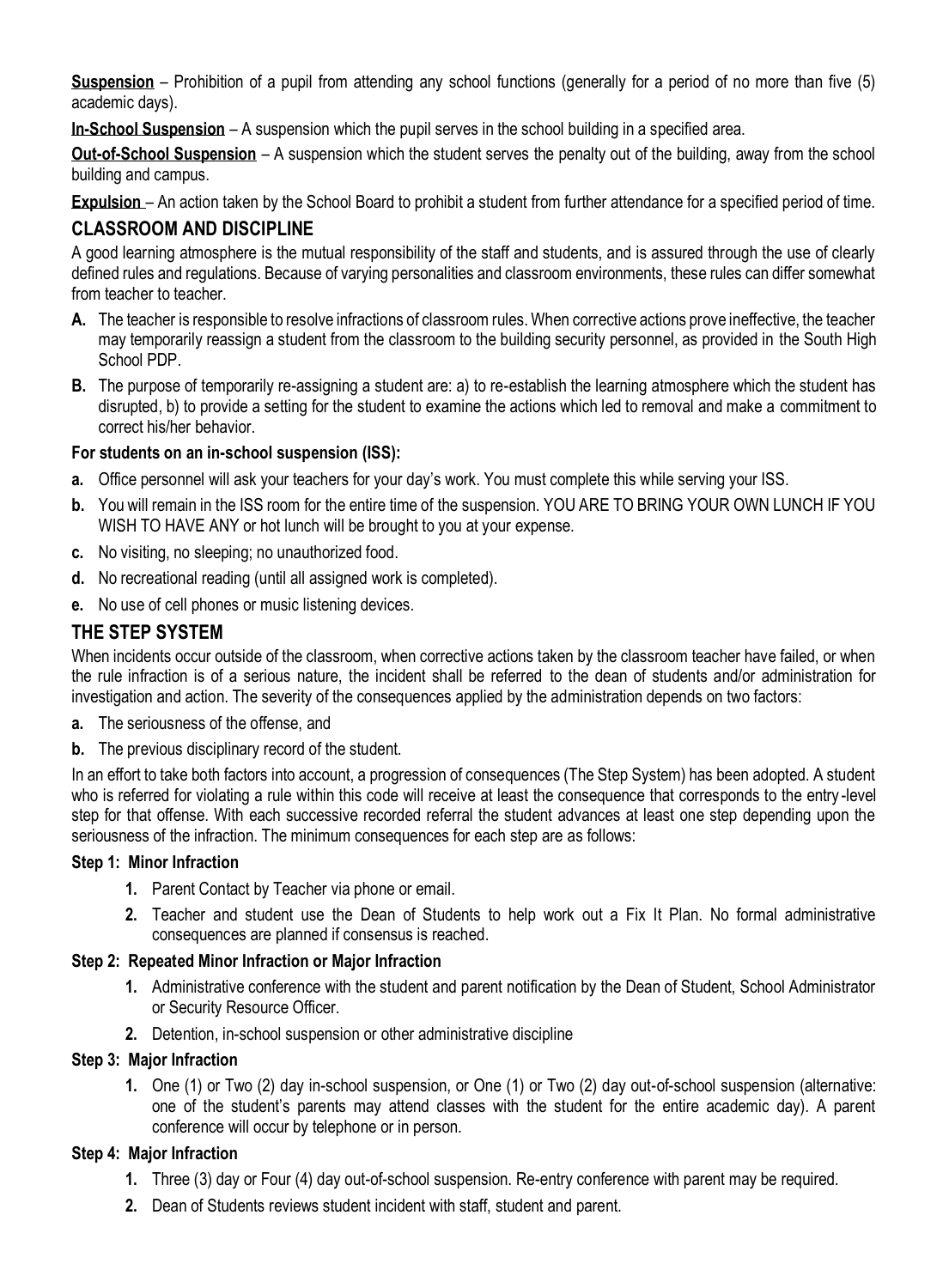**Suspension** – Prohibition of a pupil from attending any school functions (generally for a period of no more than five (5) academic days).

**In-School Suspension** – A suspension which the pupil serves in the school building in a specified area.

**Out-of-School Suspension** – A suspension which the student serves the penalty out of the building, away from the school building and campus.

**Expulsion** – An action taken by the School Board to prohibit a student from further attendance for a specified period of time.

## CLASSROOM AND DISCIPLINE

A good learning atmosphere is the mutual responsibility of the staff and students, and is assured through the use of clearly defined rules and regulations. Because of varying personalities and classroom environments, these rules can differ somewhat from teacher to teacher.

**A.** The teacher is responsible to resolve infractions of classroom rules. When corrective actions prove ineffective, the teacher may temporarily reassign a student from the classroom to the building security personnel, as provided in the South High School PDP.

**B.** The purpose of temporarily re-assigning a student are: a) to re-establish the learning atmosphere which the student has disrupted, b) to provide a setting for the student to examine the actions which led to removal and make a commitment to correct his/her behavior.

**For students on an in-school suspension (ISS):**

**a.** Office personnel will ask your teachers for your day's work. You must complete this while serving your ISS.

**b.** You will remain in the ISS room for the entire time of the suspension. YOU ARE TO BRING YOUR OWN LUNCH IF YOU WISH TO HAVE ANY or hot lunch will be brought to you at your expense.

**c.** No visiting, no sleeping; no unauthorized food.

**d.** No recreational reading (until all assigned work is completed).

**e.** No use of cell phones or music listening devices.

## THE STEP SYSTEM

When incidents occur outside of the classroom, when corrective actions taken by the classroom teacher have failed, or when the rule infraction is of a serious nature, the incident shall be referred to the dean of students and/or administration for investigation and action. The severity of the consequences applied by the administration depends on two factors:

**a.** The seriousness of the offense, and

**b.** The previous disciplinary record of the student.

In an effort to take both factors into account, a progression of consequences (The Step System) has been adopted. A student who is referred for violating a rule within this code will receive at least the consequence that corresponds to the entry-level step for that offense. With each successive recorded referral the student advances at least one step depending upon the seriousness of the infraction. The minimum consequences for each step are as follows:

**Step 1: Minor Infraction**

1. Parent Contact by Teacher via phone or email.
2. Teacher and student use the Dean of Students to help work out a Fix It Plan. No formal administrative consequences are planned if consensus is reached.

**Step 2: Repeated Minor Infraction or Major Infraction**

1. Administrative conference with the student and parent notification by the Dean of Student, School Administrator or Security Resource Officer.
2. Detention, in-school suspension or other administrative discipline

**Step 3: Major Infraction**

1. One (1) or Two (2) day in-school suspension, or One (1) or Two (2) day out-of-school suspension (alternative: one of the student's parents may attend classes with the student for the entire academic day). A parent conference will occur by telephone or in person.

**Step 4: Major Infraction**

1. Three (3) day or Four (4) day out-of-school suspension. Re-entry conference with parent may be required.
2. Dean of Students reviews student incident with staff, student and parent.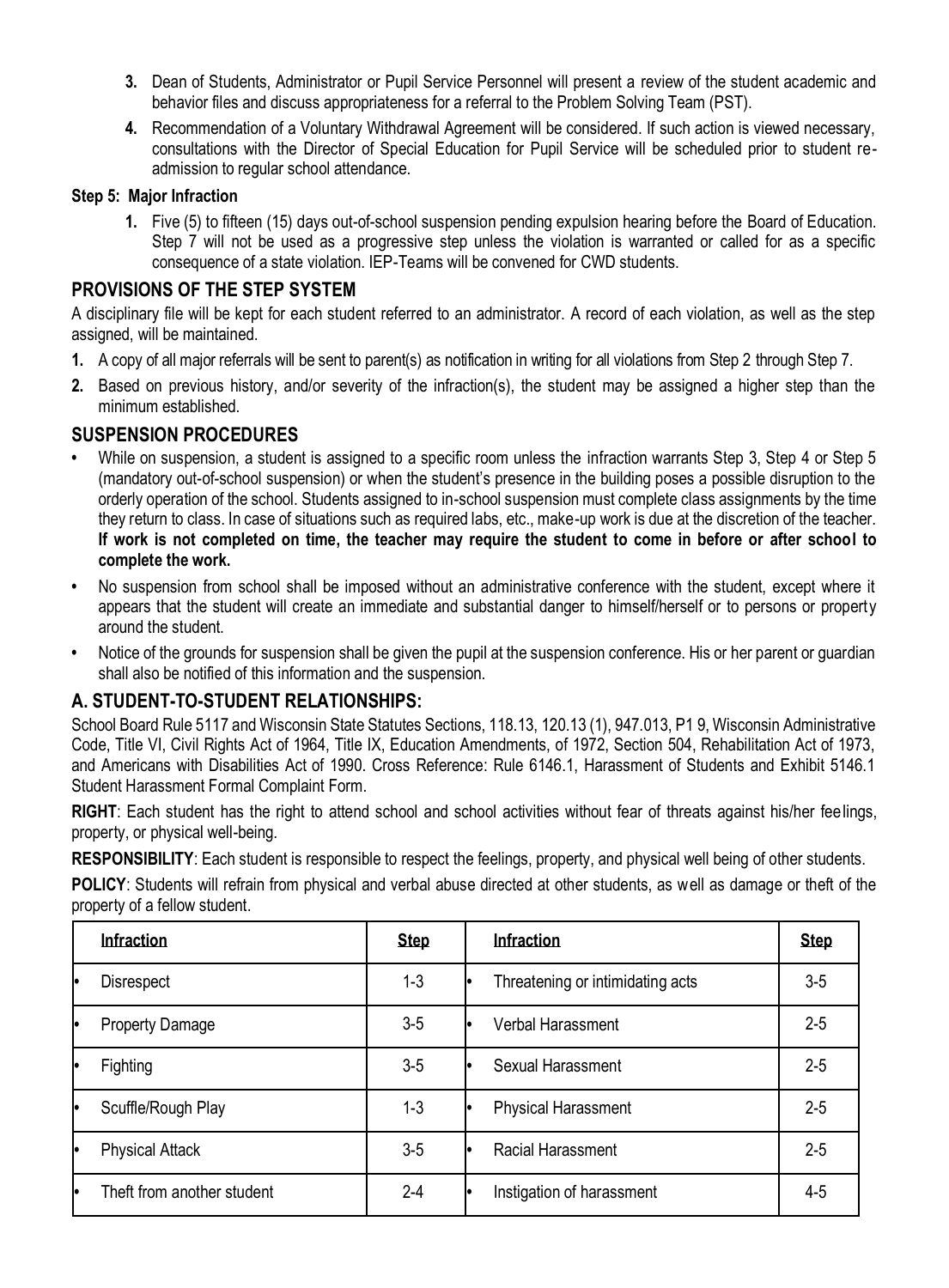3. Dean of Students, Administrator or Pupil Service Personnel will present a review of the student academic and behavior files and discuss appropriateness for a referral to the Problem Solving Team (PST).
4. Recommendation of a Voluntary Withdrawal Agreement will be considered. If such action is viewed necessary, consultations with the Director of Special Education for Pupil Service will be scheduled prior to student re-admission to regular school attendance.

**Step 5: Major Infraction**

1. Five (5) to fifteen (15) days out-of-school suspension pending expulsion hearing before the Board of Education. Step 7 will not be used as a progressive step unless the violation is warranted or called for as a specific consequence of a state violation. IEP-Teams will be convened for CWD students.

## PROVISIONS OF THE STEP SYSTEM

A disciplinary file will be kept for each student referred to an administrator. A record of each violation, as well as the step assigned, will be maintained.

1. A copy of all major referrals will be sent to parent(s) as notification in writing for all violations from Step 2 through Step 7.
2. Based on previous history, and/or severity of the infraction(s), the student may be assigned a higher step than the minimum established.

## SUSPENSION PROCEDURES

- While on suspension, a student is assigned to a specific room unless the infraction warrants Step 3, Step 4 or Step 5 (mandatory out-of-school suspension) or when the student's presence in the building poses a possible disruption to the orderly operation of the school. Students assigned to in-school suspension must complete class assignments by the time they return to class. In case of situations such as required labs, etc., make-up work is due at the discretion of the teacher. **If work is not completed on time, the teacher may require the student to come in before or after school to complete the work.**
- No suspension from school shall be imposed without an administrative conference with the student, except where it appears that the student will create an immediate and substantial danger to himself/herself or to persons or property around the student.
- Notice of the grounds for suspension shall be given the pupil at the suspension conference. His or her parent or guardian shall also be notified of this information and the suspension.

## A. STUDENT-TO-STUDENT RELATIONSHIPS:

School Board Rule 5117 and Wisconsin State Statutes Sections, 118.13, 120.13 (1), 947.013, P1 9, Wisconsin Administrative Code, Title VI, Civil Rights Act of 1964, Title IX, Education Amendments, of 1972, Section 504, Rehabilitation Act of 1973, and Americans with Disabilities Act of 1990. Cross Reference: Rule 6146.1, Harassment of Students and Exhibit 5146.1 Student Harassment Formal Complaint Form.

**RIGHT**: Each student has the right to attend school and school activities without fear of threats against his/her feelings, property, or physical well-being.

**RESPONSIBILITY**: Each student is responsible to respect the feelings, property, and physical well being of other students.

**POLICY**: Students will refrain from physical and verbal abuse directed at other students, as well as damage or theft of the property of a fellow student.

| Infraction | Step | Infraction | Step |
|---|---|---|---|
| • Disrespect | 1-3 | • Threatening or intimidating acts | 3-5 |
| • Property Damage | 3-5 | • Verbal Harassment | 2-5 |
| • Fighting | 3-5 | • Sexual Harassment | 2-5 |
| • Scuffle/Rough Play | 1-3 | • Physical Harassment | 2-5 |
| • Physical Attack | 3-5 | • Racial Harassment | 2-5 |
| • Theft from another student | 2-4 | • Instigation of harassment | 4-5 |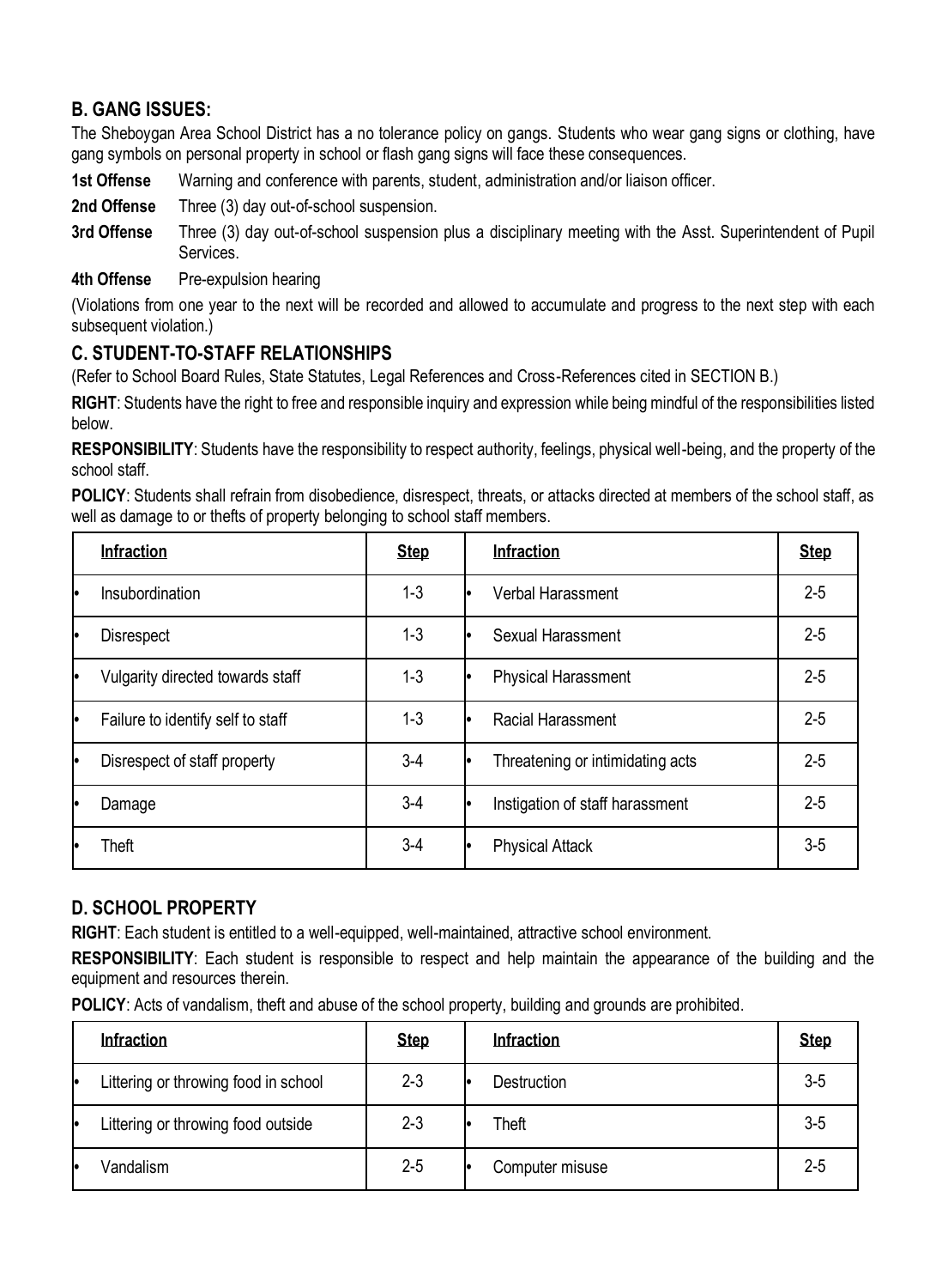## B. GANG ISSUES:

The Sheboygan Area School District has a no tolerance policy on gangs. Students who wear gang signs or clothing, have gang symbols on personal property in school or flash gang signs will face these consequences.

**1st Offense** Warning and conference with parents, student, administration and/or liaison officer.

**2nd Offense** Three (3) day out-of-school suspension.

**3rd Offense** Three (3) day out-of-school suspension plus a disciplinary meeting with the Asst. Superintendent of Pupil Services.

**4th Offense** Pre-expulsion hearing

(Violations from one year to the next will be recorded and allowed to accumulate and progress to the next step with each subsequent violation.)

## C. STUDENT-TO-STAFF RELATIONSHIPS

(Refer to School Board Rules, State Statutes, Legal References and Cross-References cited in SECTION B.)

**RIGHT**: Students have the right to free and responsible inquiry and expression while being mindful of the responsibilities listed below.

**RESPONSIBILITY**: Students have the responsibility to respect authority, feelings, physical well-being, and the property of the school staff.

**POLICY**: Students shall refrain from disobedience, disrespect, threats, or attacks directed at members of the school staff, as well as damage to or thefts of property belonging to school staff members.

| Infraction | Step | Infraction | Step |
|---|---|---|---|
| • Insubordination | 1-3 | • Verbal Harassment | 2-5 |
| • Disrespect | 1-3 | • Sexual Harassment | 2-5 |
| • Vulgarity directed towards staff | 1-3 | • Physical Harassment | 2-5 |
| • Failure to identify self to staff | 1-3 | • Racial Harassment | 2-5 |
| • Disrespect of staff property | 3-4 | • Threatening or intimidating acts | 2-5 |
| • Damage | 3-4 | • Instigation of staff harassment | 2-5 |
| • Theft | 3-4 | • Physical Attack | 3-5 |

## D. SCHOOL PROPERTY

**RIGHT**: Each student is entitled to a well-equipped, well-maintained, attractive school environment.

**RESPONSIBILITY**: Each student is responsible to respect and help maintain the appearance of the building and the equipment and resources therein.

**POLICY**: Acts of vandalism, theft and abuse of the school property, building and grounds are prohibited.

| Infraction | Step | Infraction | Step |
|---|---|---|---|
| • Littering or throwing food in school | 2-3 | • Destruction | 3-5 |
| • Littering or throwing food outside | 2-3 | • Theft | 3-5 |
| • Vandalism | 2-5 | • Computer misuse | 2-5 |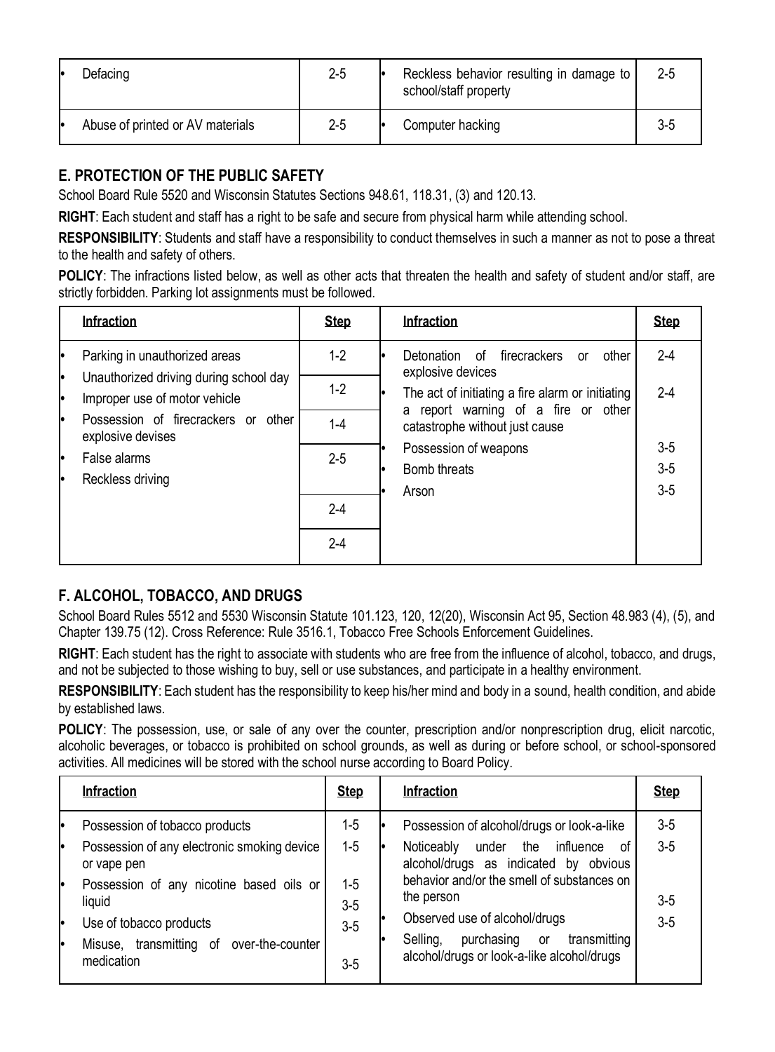| | Infraction | Step | | Infraction | Step |
|---|---|---|---|---|---|
| • | Defacing | 2-5 | • | Reckless behavior resulting in damage to school/staff property | 2-5 |
| • | Abuse of printed or AV materials | 2-5 | • | Computer hacking | 3-5 |

## E. PROTECTION OF THE PUBLIC SAFETY

School Board Rule 5520 and Wisconsin Statutes Sections 948.61, 118.31, (3) and 120.13.

**RIGHT**: Each student and staff has a right to be safe and secure from physical harm while attending school.

**RESPONSIBILITY**: Students and staff have a responsibility to conduct themselves in such a manner as not to pose a threat to the health and safety of others.

**POLICY**: The infractions listed below, as well as other acts that threaten the health and safety of student and/or staff, are strictly forbidden. Parking lot assignments must be followed.

| Infraction | Step | Infraction | Step |
|---|---|---|---|
| • Parking in unauthorized areas | 1-2 | • Detonation of firecrackers or other explosive devices | 2-4 |
| • Unauthorized driving during school day | 1-2 | • The act of initiating a fire alarm or initiating a report warning of a fire or other catastrophe without just cause | 2-4 |
| • Improper use of motor vehicle | 1-4 | • Possession of weapons | 3-5 |
| • Possession of firecrackers or other explosive devises | 2-5 | • Bomb threats | 3-5 |
| • False alarms | 2-4 | • Arson | 3-5 |
| • Reckless driving | 2-4 | | |

## F. ALCOHOL, TOBACCO, AND DRUGS

School Board Rules 5512 and 5530 Wisconsin Statute 101.123, 120, 12(20), Wisconsin Act 95, Section 48.983 (4), (5), and Chapter 139.75 (12). Cross Reference: Rule 3516.1, Tobacco Free Schools Enforcement Guidelines.

**RIGHT**: Each student has the right to associate with students who are free from the influence of alcohol, tobacco, and drugs, and not be subjected to those wishing to buy, sell or use substances, and participate in a healthy environment.

**RESPONSIBILITY**: Each student has the responsibility to keep his/her mind and body in a sound, health condition, and abide by established laws.

**POLICY**: The possession, use, or sale of any over the counter, prescription and/or nonprescription drug, elicit narcotic, alcoholic beverages, or tobacco is prohibited on school grounds, as well as during or before school, or school-sponsored activities. All medicines will be stored with the school nurse according to Board Policy.

| Infraction | Step | Infraction | Step |
|---|---|---|---|
| • Possession of tobacco products | 1-5 | • Possession of alcohol/drugs or look-a-like | 3-5 |
| • Possession of any electronic smoking device or vape pen | 1-5 | • Noticeably under the influence of alcohol/drugs as indicated by obvious behavior and/or the smell of substances on the person | 3-5 |
| • Possession of any nicotine based oils or liquid | 1-5<br>3-5 | • Observed use of alcohol/drugs | 3-5 |
| • Use of tobacco products | 3-5 | • Selling, purchasing or transmitting alcohol/drugs or look-a-like alcohol/drugs | 3-5 |
| • Misuse, transmitting of over-the-counter medication | 3-5 | | |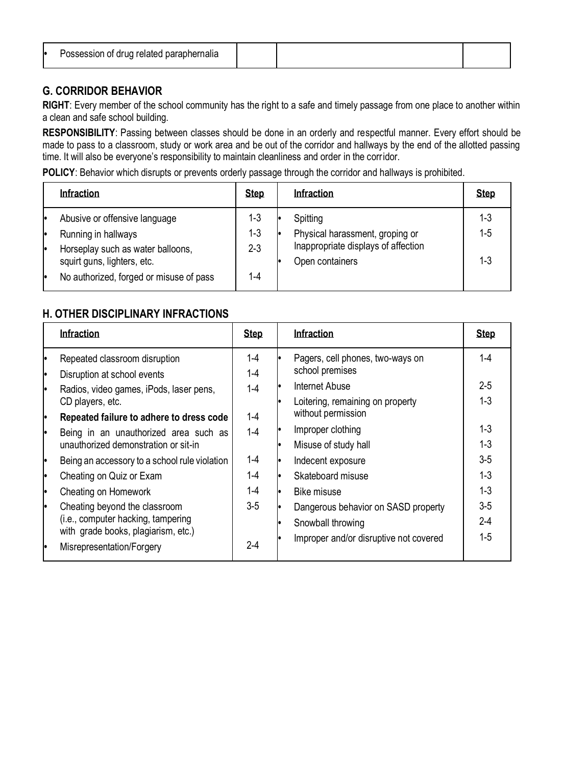| | | | |
|---|---|---|---|
| • Possession of drug related paraphernalia | | | |

## G. CORRIDOR BEHAVIOR

**RIGHT**: Every member of the school community has the right to a safe and timely passage from one place to another within a clean and safe school building.

**RESPONSIBILITY**: Passing between classes should be done in an orderly and respectful manner. Every effort should be made to pass to a classroom, study or work area and be out of the corridor and hallways by the end of the allotted passing time. It will also be everyone's responsibility to maintain cleanliness and order in the corridor.

**POLICY**: Behavior which disrupts or prevents orderly passage through the corridor and hallways is prohibited.

| Infraction | Step | Infraction | Step |
|---|---|---|---|
| • Abusive or offensive language | 1-3 | • Spitting | 1-3 |
| • Running in hallways | 1-3 | • Physical harassment, groping or Inappropriate displays of affection | 1-5 |
| • Horseplay such as water balloons, squirt guns, lighters, etc. | 2-3 | • Open containers | 1-3 |
| • No authorized, forged or misuse of pass | 1-4 | | |

## H. OTHER DISCIPLINARY INFRACTIONS

| Infraction | Step | Infraction | Step |
|---|---|---|---|
| • Repeated classroom disruption | 1-4 | • Pagers, cell phones, two-ways on school premises | 1-4 |
| • Disruption at school events | 1-4 | • Internet Abuse | 2-5 |
| • Radios, video games, iPods, laser pens, CD players, etc. | 1-4 | • Loitering, remaining on property without permission | 1-3 |
| • **Repeated failure to adhere to dress code** | 1-4 | • Improper clothing | 1-3 |
| • Being in an unauthorized area such as unauthorized demonstration or sit-in | 1-4 | • Misuse of study hall | 1-3 |
| • Being an accessory to a school rule violation | 1-4 | • Indecent exposure | 3-5 |
| • Cheating on Quiz or Exam | 1-4 | • Skateboard misuse | 1-3 |
| • Cheating on Homework | 1-4 | • Bike misuse | 1-3 |
| • Cheating beyond the classroom (i.e., computer hacking, tampering with grade books, plagiarism, etc.) | 3-5 | • Dangerous behavior on SASD property | 3-5 |
| | | • Snowball throwing | 2-4 |
| • Misrepresentation/Forgery | 2-4 | • Improper and/or disruptive not covered | 1-5 |